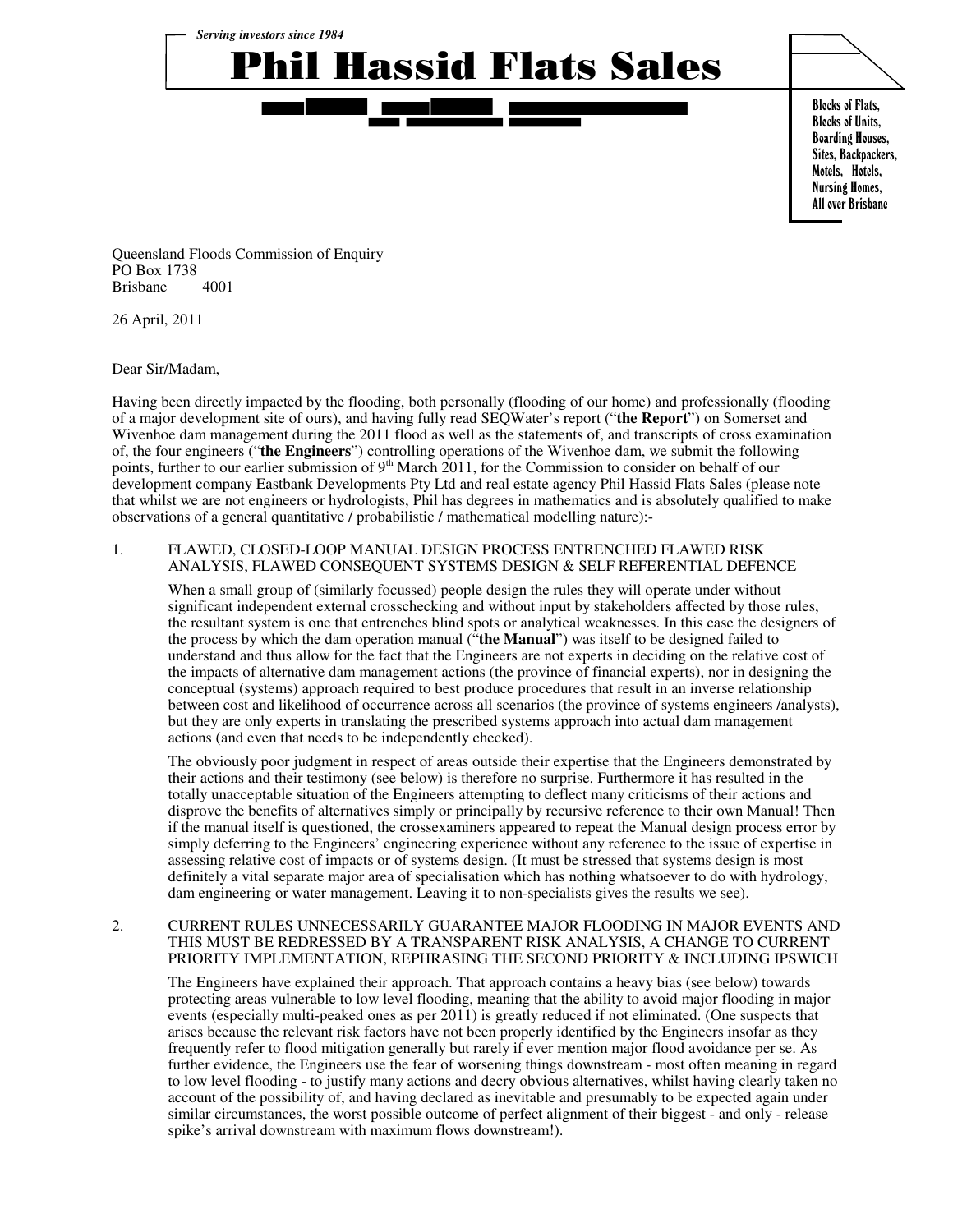*Serving investors since 1984*

# Phil Hassid Flats Sales

Blocks of Flats,
Blocks of Units,
Boarding Houses,
Sites, Backpackers,
Motels, Hotels,
Nursing Homes,
All over Brisbane

Queensland Floods Commission of Enquiry
PO Box 1738
Brisbane 4001

26 April, 2011

Dear Sir/Madam,

Having been directly impacted by the flooding, both personally (flooding of our home) and professionally (flooding of a major development site of ours), and having fully read SEQWater's report ("**the Report**") on Somerset and Wivenhoe dam management during the 2011 flood as well as the statements of, and transcripts of cross examination of, the four engineers ("**the Engineers**") controlling operations of the Wivenhoe dam, we submit the following points, further to our earlier submission of 9th March 2011, for the Commission to consider on behalf of our development company Eastbank Developments Pty Ltd and real estate agency Phil Hassid Flats Sales (please note that whilst we are not engineers or hydrologists, Phil has degrees in mathematics and is absolutely qualified to make observations of a general quantitative / probabilistic / mathematical modelling nature):-

1. FLAWED, CLOSED-LOOP MANUAL DESIGN PROCESS ENTRENCHED FLAWED RISK ANALYSIS, FLAWED CONSEQUENT SYSTEMS DESIGN & SELF REFERENTIAL DEFENCE

   When a small group of (similarly focussed) people design the rules they will operate under without significant independent external crosschecking and without input by stakeholders affected by those rules, the resultant system is one that entrenches blind spots or analytical weaknesses. In this case the designers of the process by which the dam operation manual ("**the Manual**") was itself to be designed failed to understand and thus allow for the fact that the Engineers are not experts in deciding on the relative cost of the impacts of alternative dam management actions (the province of financial experts), nor in designing the conceptual (systems) approach required to best produce procedures that result in an inverse relationship between cost and likelihood of occurrence across all scenarios (the province of systems engineers /analysts), but they are only experts in translating the prescribed systems approach into actual dam management actions (and even that needs to be independently checked).

   The obviously poor judgment in respect of areas outside their expertise that the Engineers demonstrated by their actions and their testimony (see below) is therefore no surprise. Furthermore it has resulted in the totally unacceptable situation of the Engineers attempting to deflect many criticisms of their actions and disprove the benefits of alternatives simply or principally by recursive reference to their own Manual! Then if the manual itself is questioned, the crossexaminers appeared to repeat the Manual design process error by simply deferring to the Engineers' engineering experience without any reference to the issue of expertise in assessing relative cost of impacts or of systems design. (It must be stressed that systems design is most definitely a vital separate major area of specialisation which has nothing whatsoever to do with hydrology, dam engineering or water management. Leaving it to non-specialists gives the results we see).

2. CURRENT RULES UNNECESSARILY GUARANTEE MAJOR FLOODING IN MAJOR EVENTS AND THIS MUST BE REDRESSED BY A TRANSPARENT RISK ANALYSIS, A CHANGE TO CURRENT PRIORITY IMPLEMENTATION, REPHRASING THE SECOND PRIORITY & INCLUDING IPSWICH

   The Engineers have explained their approach. That approach contains a heavy bias (see below) towards protecting areas vulnerable to low level flooding, meaning that the ability to avoid major flooding in major events (especially multi-peaked ones as per 2011) is greatly reduced if not eliminated. (One suspects that arises because the relevant risk factors have not been properly identified by the Engineers insofar as they frequently refer to flood mitigation generally but rarely if ever mention major flood avoidance per se. As further evidence, the Engineers use the fear of worsening things downstream - most often meaning in regard to low level flooding - to justify many actions and decry obvious alternatives, whilst having clearly taken no account of the possibility of, and having declared as inevitable and presumably to be expected again under similar circumstances, the worst possible outcome of perfect alignment of their biggest - and only - release spike's arrival downstream with maximum flows downstream!).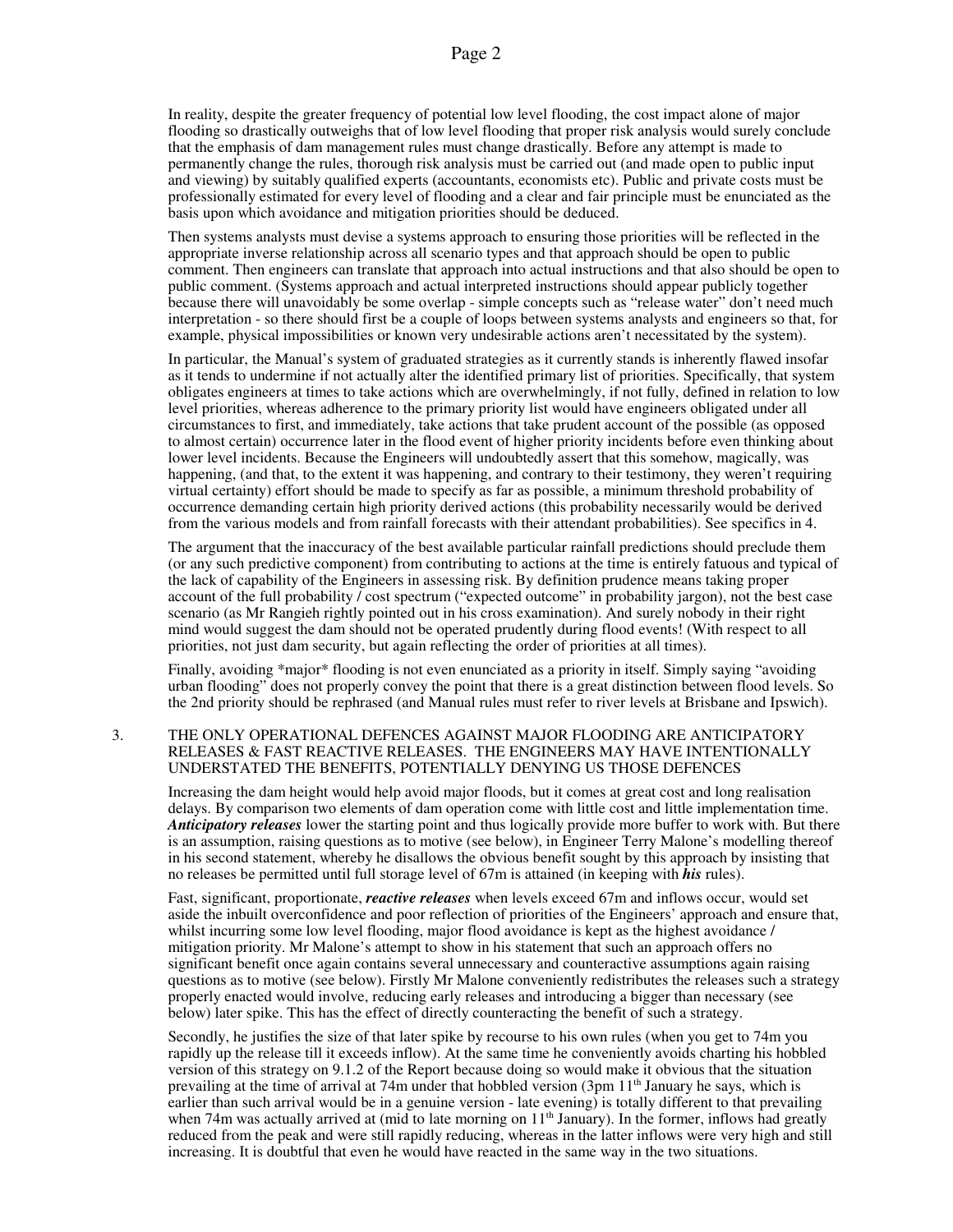In reality, despite the greater frequency of potential low level flooding, the cost impact alone of major flooding so drastically outweighs that of low level flooding that proper risk analysis would surely conclude that the emphasis of dam management rules must change drastically. Before any attempt is made to permanently change the rules, thorough risk analysis must be carried out (and made open to public input and viewing) by suitably qualified experts (accountants, economists etc). Public and private costs must be professionally estimated for every level of flooding and a clear and fair principle must be enunciated as the basis upon which avoidance and mitigation priorities should be deduced.

Then systems analysts must devise a systems approach to ensuring those priorities will be reflected in the appropriate inverse relationship across all scenario types and that approach should be open to public comment. Then engineers can translate that approach into actual instructions and that also should be open to public comment. (Systems approach and actual interpreted instructions should appear publicly together because there will unavoidably be some overlap - simple concepts such as "release water" don't need much interpretation - so there should first be a couple of loops between systems analysts and engineers so that, for example, physical impossibilities or known very undesirable actions aren't necessitated by the system).

In particular, the Manual's system of graduated strategies as it currently stands is inherently flawed insofar as it tends to undermine if not actually alter the identified primary list of priorities. Specifically, that system obligates engineers at times to take actions which are overwhelmingly, if not fully, defined in relation to low level priorities, whereas adherence to the primary priority list would have engineers obligated under all circumstances to first, and immediately, take actions that take prudent account of the possible (as opposed to almost certain) occurrence later in the flood event of higher priority incidents before even thinking about lower level incidents. Because the Engineers will undoubtedly assert that this somehow, magically, was happening, (and that, to the extent it was happening, and contrary to their testimony, they weren't requiring virtual certainty) effort should be made to specify as far as possible, a minimum threshold probability of occurrence demanding certain high priority derived actions (this probability necessarily would be derived from the various models and from rainfall forecasts with their attendant probabilities). See specifics in 4.

The argument that the inaccuracy of the best available particular rainfall predictions should preclude them (or any such predictive component) from contributing to actions at the time is entirely fatuous and typical of the lack of capability of the Engineers in assessing risk. By definition prudence means taking proper account of the full probability / cost spectrum ("expected outcome" in probability jargon), not the best case scenario (as Mr Rangieh rightly pointed out in his cross examination). And surely nobody in their right mind would suggest the dam should not be operated prudently during flood events! (With respect to all priorities, not just dam security, but again reflecting the order of priorities at all times).

Finally, avoiding *major* flooding is not even enunciated as a priority in itself. Simply saying "avoiding urban flooding" does not properly convey the point that there is a great distinction between flood levels. So the 2nd priority should be rephrased (and Manual rules must refer to river levels at Brisbane and Ipswich).

## 3. THE ONLY OPERATIONAL DEFENCES AGAINST MAJOR FLOODING ARE ANTICIPATORY RELEASES & FAST REACTIVE RELEASES. THE ENGINEERS MAY HAVE INTENTIONALLY UNDERSTATED THE BENEFITS, POTENTIALLY DENYING US THOSE DEFENCES

Increasing the dam height would help avoid major floods, but it comes at great cost and long realisation delays. By comparison two elements of dam operation come with little cost and little implementation time. ***Anticipatory releases*** lower the starting point and thus logically provide more buffer to work with. But there is an assumption, raising questions as to motive (see below), in Engineer Terry Malone's modelling thereof in his second statement, whereby he disallows the obvious benefit sought by this approach by insisting that no releases be permitted until full storage level of 67m is attained (in keeping with ***his*** rules).

Fast, significant, proportionate, ***reactive releases*** when levels exceed 67m and inflows occur, would set aside the inbuilt overconfidence and poor reflection of priorities of the Engineers' approach and ensure that, whilst incurring some low level flooding, major flood avoidance is kept as the highest avoidance / mitigation priority. Mr Malone's attempt to show in his statement that such an approach offers no significant benefit once again contains several unnecessary and counteractive assumptions again raising questions as to motive (see below). Firstly Mr Malone conveniently redistributes the releases such a strategy properly enacted would involve, reducing early releases and introducing a bigger than necessary (see below) later spike. This has the effect of directly counteracting the benefit of such a strategy.

Secondly, he justifies the size of that later spike by recourse to his own rules (when you get to 74m you rapidly up the release till it exceeds inflow). At the same time he conveniently avoids charting his hobbled version of this strategy on 9.1.2 of the Report because doing so would make it obvious that the situation prevailing at the time of arrival at 74m under that hobbled version (3pm 11th January he says, which is earlier than such arrival would be in a genuine version - late evening) is totally different to that prevailing when 74m was actually arrived at (mid to late morning on 11th January). In the former, inflows had greatly reduced from the peak and were still rapidly reducing, whereas in the latter inflows were very high and still increasing. It is doubtful that even he would have reacted in the same way in the two situations.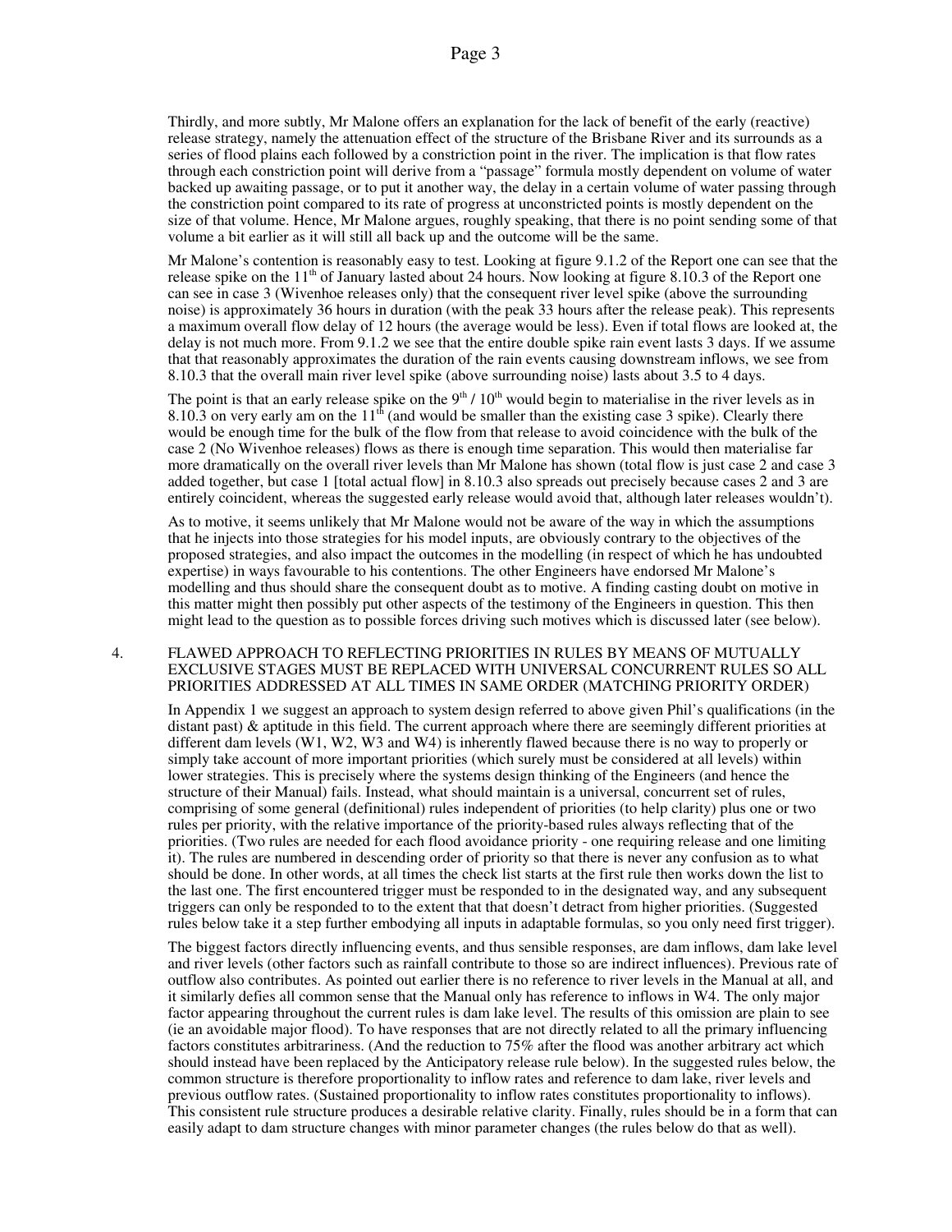Thirdly, and more subtly, Mr Malone offers an explanation for the lack of benefit of the early (reactive) release strategy, namely the attenuation effect of the structure of the Brisbane River and its surrounds as a series of flood plains each followed by a constriction point in the river. The implication is that flow rates through each constriction point will derive from a "passage" formula mostly dependent on volume of water backed up awaiting passage, or to put it another way, the delay in a certain volume of water passing through the constriction point compared to its rate of progress at unconstricted points is mostly dependent on the size of that volume. Hence, Mr Malone argues, roughly speaking, that there is no point sending some of that volume a bit earlier as it will still all back up and the outcome will be the same.

Mr Malone's contention is reasonably easy to test. Looking at figure 9.1.2 of the Report one can see that the release spike on the 11th of January lasted about 24 hours. Now looking at figure 8.10.3 of the Report one can see in case 3 (Wivenhoe releases only) that the consequent river level spike (above the surrounding noise) is approximately 36 hours in duration (with the peak 33 hours after the release peak). This represents a maximum overall flow delay of 12 hours (the average would be less). Even if total flows are looked at, the delay is not much more. From 9.1.2 we see that the entire double spike rain event lasts 3 days. If we assume that that reasonably approximates the duration of the rain events causing downstream inflows, we see from 8.10.3 that the overall main river level spike (above surrounding noise) lasts about 3.5 to 4 days.

The point is that an early release spike on the 9th / 10th would begin to materialise in the river levels as in 8.10.3 on very early am on the 11th (and would be smaller than the existing case 3 spike). Clearly there would be enough time for the bulk of the flow from that release to avoid coincidence with the bulk of the case 2 (No Wivenhoe releases) flows as there is enough time separation. This would then materialise far more dramatically on the overall river levels than Mr Malone has shown (total flow is just case 2 and case 3 added together, but case 1 [total actual flow] in 8.10.3 also spreads out precisely because cases 2 and 3 are entirely coincident, whereas the suggested early release would avoid that, although later releases wouldn't).

As to motive, it seems unlikely that Mr Malone would not be aware of the way in which the assumptions that he injects into those strategies for his model inputs, are obviously contrary to the objectives of the proposed strategies, and also impact the outcomes in the modelling (in respect of which he has undoubted expertise) in ways favourable to his contentions. The other Engineers have endorsed Mr Malone's modelling and thus should share the consequent doubt as to motive. A finding casting doubt on motive in this matter might then possibly put other aspects of the testimony of the Engineers in question. This then might lead to the question as to possible forces driving such motives which is discussed later (see below).

## 4. FLAWED APPROACH TO REFLECTING PRIORITIES IN RULES BY MEANS OF MUTUALLY EXCLUSIVE STAGES MUST BE REPLACED WITH UNIVERSAL CONCURRENT RULES SO ALL PRIORITIES ADDRESSED AT ALL TIMES IN SAME ORDER (MATCHING PRIORITY ORDER)

In Appendix 1 we suggest an approach to system design referred to above given Phil's qualifications (in the distant past) & aptitude in this field. The current approach where there are seemingly different priorities at different dam levels (W1, W2, W3 and W4) is inherently flawed because there is no way to properly or simply take account of more important priorities (which surely must be considered at all levels) within lower strategies. This is precisely where the systems design thinking of the Engineers (and hence the structure of their Manual) fails. Instead, what should maintain is a universal, concurrent set of rules, comprising of some general (definitional) rules independent of priorities (to help clarity) plus one or two rules per priority, with the relative importance of the priority-based rules always reflecting that of the priorities. (Two rules are needed for each flood avoidance priority - one requiring release and one limiting it). The rules are numbered in descending order of priority so that there is never any confusion as to what should be done. In other words, at all times the check list starts at the first rule then works down the list to the last one. The first encountered trigger must be responded to in the designated way, and any subsequent triggers can only be responded to to the extent that that doesn't detract from higher priorities. (Suggested rules below take it a step further embodying all inputs in adaptable formulas, so you only need first trigger).

The biggest factors directly influencing events, and thus sensible responses, are dam inflows, dam lake level and river levels (other factors such as rainfall contribute to those so are indirect influences). Previous rate of outflow also contributes. As pointed out earlier there is no reference to river levels in the Manual at all, and it similarly defies all common sense that the Manual only has reference to inflows in W4. The only major factor appearing throughout the current rules is dam lake level. The results of this omission are plain to see (ie an avoidable major flood). To have responses that are not directly related to all the primary influencing factors constitutes arbitrariness. (And the reduction to 75% after the flood was another arbitrary act which should instead have been replaced by the Anticipatory release rule below). In the suggested rules below, the common structure is therefore proportionality to inflow rates and reference to dam lake, river levels and previous outflow rates. (Sustained proportionality to inflow rates constitutes proportionality to inflows). This consistent rule structure produces a desirable relative clarity. Finally, rules should be in a form that can easily adapt to dam structure changes with minor parameter changes (the rules below do that as well).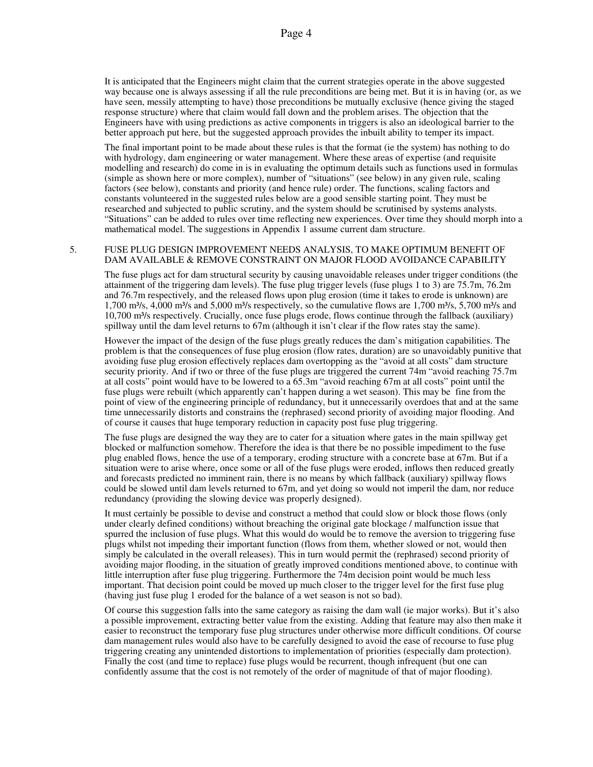It is anticipated that the Engineers might claim that the current strategies operate in the above suggested way because one is always assessing if all the rule preconditions are being met. But it is in having (or, as we have seen, messily attempting to have) those preconditions be mutually exclusive (hence giving the staged response structure) where that claim would fall down and the problem arises. The objection that the Engineers have with using predictions as active components in triggers is also an ideological barrier to the better approach put here, but the suggested approach provides the inbuilt ability to temper its impact.

The final important point to be made about these rules is that the format (ie the system) has nothing to do with hydrology, dam engineering or water management. Where these areas of expertise (and requisite modelling and research) do come in is in evaluating the optimum details such as functions used in formulas (simple as shown here or more complex), number of "situations" (see below) in any given rule, scaling factors (see below), constants and priority (and hence rule) order. The functions, scaling factors and constants volunteered in the suggested rules below are a good sensible starting point. They must be researched and subjected to public scrutiny, and the system should be scrutinised by systems analysts. "Situations" can be added to rules over time reflecting new experiences. Over time they should morph into a mathematical model. The suggestions in Appendix 1 assume current dam structure.

## 5. FUSE PLUG DESIGN IMPROVEMENT NEEDS ANALYSIS, TO MAKE OPTIMUM BENEFIT OF DAM AVAILABLE & REMOVE CONSTRAINT ON MAJOR FLOOD AVOIDANCE CAPABILITY

The fuse plugs act for dam structural security by causing unavoidable releases under trigger conditions (the attainment of the triggering dam levels). The fuse plug trigger levels (fuse plugs 1 to 3) are 75.7m, 76.2m and 76.7m respectively, and the released flows upon plug erosion (time it takes to erode is unknown) are 1,700 $m^3/s$, 4,000 $m^3/s$ and 5,000 $m^3/s$ respectively, so the cumulative flows are 1,700 $m^3/s$, 5,700 $m^3/s$ and 10,700 $m^3/s$ respectively. Crucially, once fuse plugs erode, flows continue through the fallback (auxiliary) spillway until the dam level returns to 67m (although it isn't clear if the flow rates stay the same).

However the impact of the design of the fuse plugs greatly reduces the dam's mitigation capabilities. The problem is that the consequences of fuse plug erosion (flow rates, duration) are so unavoidably punitive that avoiding fuse plug erosion effectively replaces dam overtopping as the "avoid at all costs" dam structure security priority. And if two or three of the fuse plugs are triggered the current 74m "avoid reaching 75.7m at all costs" point would have to be lowered to a 65.3m "avoid reaching 67m at all costs" point until the fuse plugs were rebuilt (which apparently can't happen during a wet season). This may be fine from the point of view of the engineering principle of redundancy, but it unnecessarily overdoes that and at the same time unnecessarily distorts and constrains the (rephrased) second priority of avoiding major flooding. And of course it causes that huge temporary reduction in capacity post fuse plug triggering.

The fuse plugs are designed the way they are to cater for a situation where gates in the main spillway get blocked or malfunction somehow. Therefore the idea is that there be no possible impediment to the fuse plug enabled flows, hence the use of a temporary, eroding structure with a concrete base at 67m. But if a situation were to arise where, once some or all of the fuse plugs were eroded, inflows then reduced greatly and forecasts predicted no imminent rain, there is no means by which fallback (auxiliary) spillway flows could be slowed until dam levels returned to 67m, and yet doing so would not imperil the dam, nor reduce redundancy (providing the slowing device was properly designed).

It must certainly be possible to devise and construct a method that could slow or block those flows (only under clearly defined conditions) without breaching the original gate blockage / malfunction issue that spurred the inclusion of fuse plugs. What this would do would be to remove the aversion to triggering fuse plugs whilst not impeding their important function (flows from them, whether slowed or not, would then simply be calculated in the overall releases). This in turn would permit the (rephrased) second priority of avoiding major flooding, in the situation of greatly improved conditions mentioned above, to continue with little interruption after fuse plug triggering. Furthermore the 74m decision point would be much less important. That decision point could be moved up much closer to the trigger level for the first fuse plug (having just fuse plug 1 eroded for the balance of a wet season is not so bad).

Of course this suggestion falls into the same category as raising the dam wall (ie major works). But it's also a possible improvement, extracting better value from the existing. Adding that feature may also then make it easier to reconstruct the temporary fuse plug structures under otherwise more difficult conditions. Of course dam management rules would also have to be carefully designed to avoid the ease of recourse to fuse plug triggering creating any unintended distortions to implementation of priorities (especially dam protection). Finally the cost (and time to replace) fuse plugs would be recurrent, though infrequent (but one can confidently assume that the cost is not remotely of the order of magnitude of that of major flooding).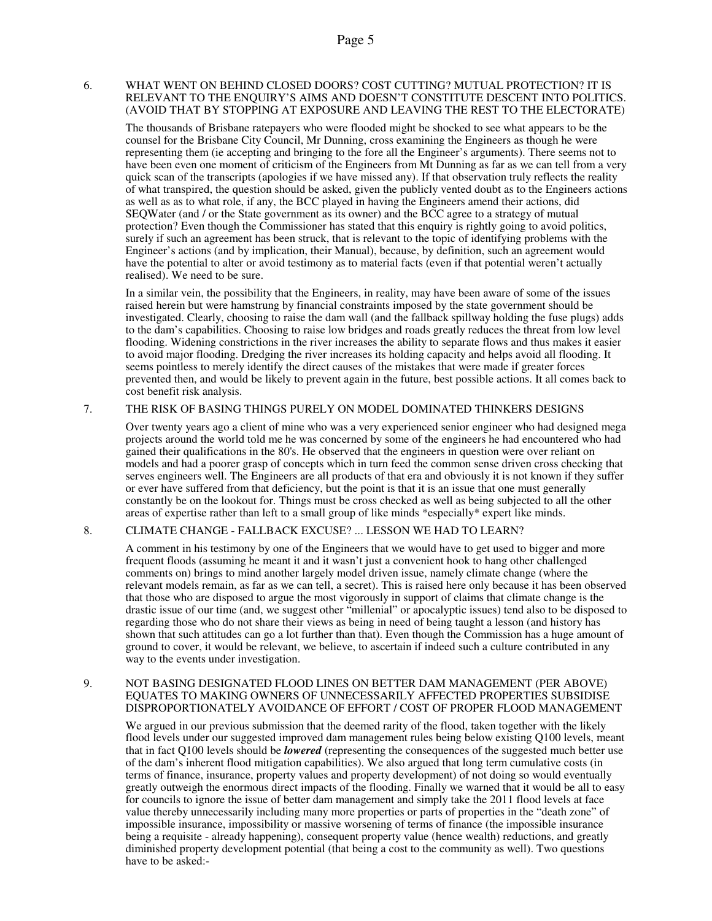6. WHAT WENT ON BEHIND CLOSED DOORS? COST CUTTING? MUTUAL PROTECTION? IT IS RELEVANT TO THE ENQUIRY'S AIMS AND DOESN'T CONSTITUTE DESCENT INTO POLITICS. (AVOID THAT BY STOPPING AT EXPOSURE AND LEAVING THE REST TO THE ELECTORATE)

The thousands of Brisbane ratepayers who were flooded might be shocked to see what appears to be the counsel for the Brisbane City Council, Mr Dunning, cross examining the Engineers as though he were representing them (ie accepting and bringing to the fore all the Engineer's arguments). There seems not to have been even one moment of criticism of the Engineers from Mt Dunning as far as we can tell from a very quick scan of the transcripts (apologies if we have missed any). If that observation truly reflects the reality of what transpired, the question should be asked, given the publicly vented doubt as to the Engineers actions as well as as to what role, if any, the BCC played in having the Engineers amend their actions, did SEQWater (and / or the State government as its owner) and the BCC agree to a strategy of mutual protection? Even though the Commissioner has stated that this enquiry is rightly going to avoid politics, surely if such an agreement has been struck, that is relevant to the topic of identifying problems with the Engineer's actions (and by implication, their Manual), because, by definition, such an agreement would have the potential to alter or avoid testimony as to material facts (even if that potential weren't actually realised). We need to be sure.

In a similar vein, the possibility that the Engineers, in reality, may have been aware of some of the issues raised herein but were hamstrung by financial constraints imposed by the state government should be investigated. Clearly, choosing to raise the dam wall (and the fallback spillway holding the fuse plugs) adds to the dam's capabilities. Choosing to raise low bridges and roads greatly reduces the threat from low level flooding. Widening constrictions in the river increases the ability to separate flows and thus makes it easier to avoid major flooding. Dredging the river increases its holding capacity and helps avoid all flooding. It seems pointless to merely identify the direct causes of the mistakes that were made if greater forces prevented then, and would be likely to prevent again in the future, best possible actions. It all comes back to cost benefit risk analysis.

7. THE RISK OF BASING THINGS PURELY ON MODEL DOMINATED THINKERS DESIGNS

Over twenty years ago a client of mine who was a very experienced senior engineer who had designed mega projects around the world told me he was concerned by some of the engineers he had encountered who had gained their qualifications in the 80's. He observed that the engineers in question were over reliant on models and had a poorer grasp of concepts which in turn feed the common sense driven cross checking that serves engineers well. The Engineers are all products of that era and obviously it is not known if they suffer or ever have suffered from that deficiency, but the point is that it is an issue that one must generally constantly be on the lookout for. Things must be cross checked as well as being subjected to all the other areas of expertise rather than left to a small group of like minds *especially* expert like minds.

8. CLIMATE CHANGE - FALLBACK EXCUSE? ... LESSON WE HAD TO LEARN?

A comment in his testimony by one of the Engineers that we would have to get used to bigger and more frequent floods (assuming he meant it and it wasn't just a convenient hook to hang other challenged comments on) brings to mind another largely model driven issue, namely climate change (where the relevant models remain, as far as we can tell, a secret). This is raised here only because it has been observed that those who are disposed to argue the most vigorously in support of claims that climate change is the drastic issue of our time (and, we suggest other "millenial" or apocalyptic issues) tend also to be disposed to regarding those who do not share their views as being in need of being taught a lesson (and history has shown that such attitudes can go a lot further than that). Even though the Commission has a huge amount of ground to cover, it would be relevant, we believe, to ascertain if indeed such a culture contributed in any way to the events under investigation.

9. NOT BASING DESIGNATED FLOOD LINES ON BETTER DAM MANAGEMENT (PER ABOVE) EQUATES TO MAKING OWNERS OF UNNECESSARILY AFFECTED PROPERTIES SUBSIDISE DISPROPORTIONATELY AVOIDANCE OF EFFORT / COST OF PROPER FLOOD MANAGEMENT

We argued in our previous submission that the deemed rarity of the flood, taken together with the likely flood levels under our suggested improved dam management rules being below existing Q100 levels, meant that in fact Q100 levels should be ***lowered*** (representing the consequences of the suggested much better use of the dam's inherent flood mitigation capabilities). We also argued that long term cumulative costs (in terms of finance, insurance, property values and property development) of not doing so would eventually greatly outweigh the enormous direct impacts of the flooding. Finally we warned that it would be all to easy for councils to ignore the issue of better dam management and simply take the 2011 flood levels at face value thereby unnecessarily including many more properties or parts of properties in the "death zone" of impossible insurance, impossibility or massive worsening of terms of finance (the impossible insurance being a requisite - already happening), consequent property value (hence wealth) reductions, and greatly diminished property development potential (that being a cost to the community as well). Two questions have to be asked:-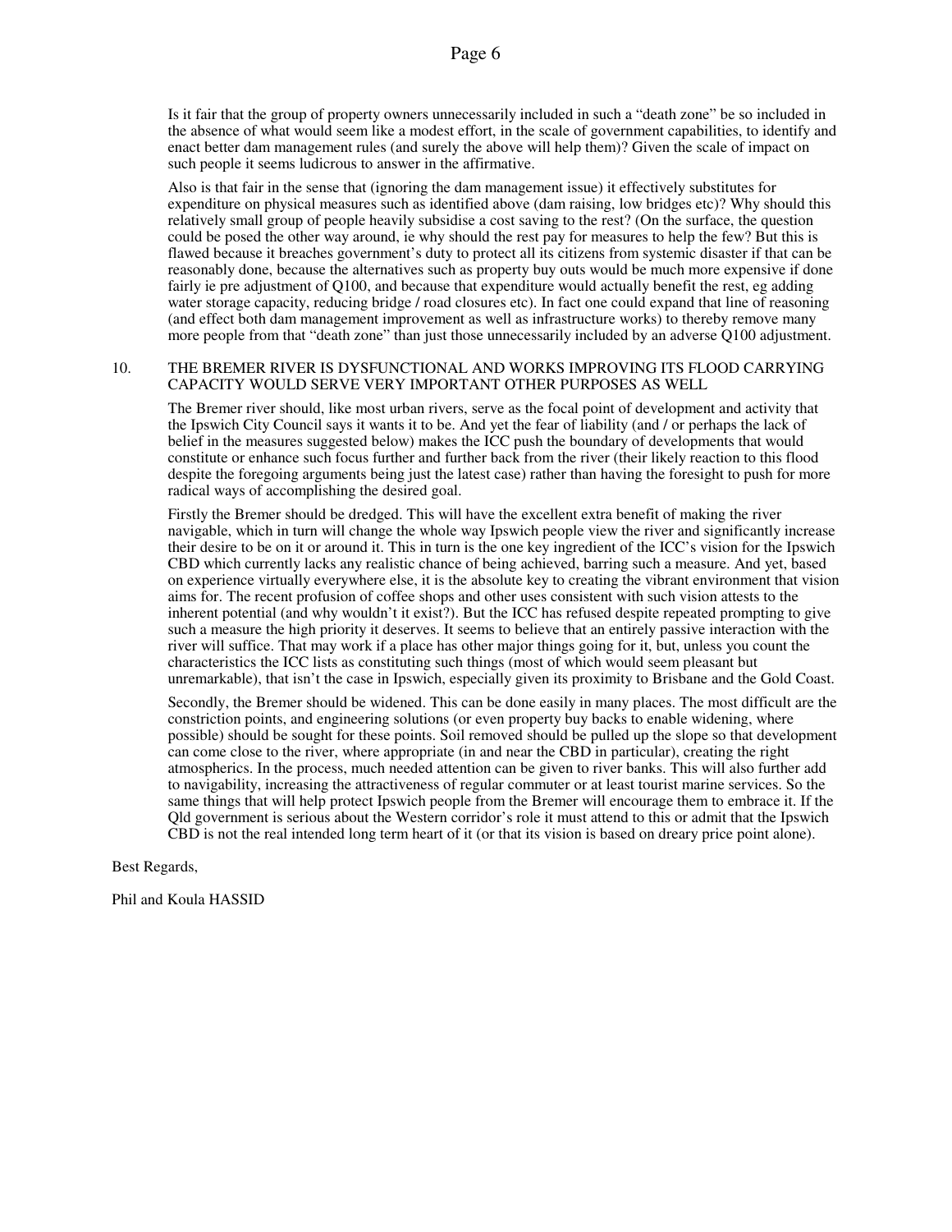Is it fair that the group of property owners unnecessarily included in such a "death zone" be so included in the absence of what would seem like a modest effort, in the scale of government capabilities, to identify and enact better dam management rules (and surely the above will help them)? Given the scale of impact on such people it seems ludicrous to answer in the affirmative.

Also is that fair in the sense that (ignoring the dam management issue) it effectively substitutes for expenditure on physical measures such as identified above (dam raising, low bridges etc)? Why should this relatively small group of people heavily subsidise a cost saving to the rest? (On the surface, the question could be posed the other way around, ie why should the rest pay for measures to help the few? But this is flawed because it breaches government's duty to protect all its citizens from systemic disaster if that can be reasonably done, because the alternatives such as property buy outs would be much more expensive if done fairly ie pre adjustment of Q100, and because that expenditure would actually benefit the rest, eg adding water storage capacity, reducing bridge / road closures etc). In fact one could expand that line of reasoning (and effect both dam management improvement as well as infrastructure works) to thereby remove many more people from that "death zone" than just those unnecessarily included by an adverse Q100 adjustment.

10. THE BREMER RIVER IS DYSFUNCTIONAL AND WORKS IMPROVING ITS FLOOD CARRYING CAPACITY WOULD SERVE VERY IMPORTANT OTHER PURPOSES AS WELL

The Bremer river should, like most urban rivers, serve as the focal point of development and activity that the Ipswich City Council says it wants it to be. And yet the fear of liability (and / or perhaps the lack of belief in the measures suggested below) makes the ICC push the boundary of developments that would constitute or enhance such focus further and further back from the river (their likely reaction to this flood despite the foregoing arguments being just the latest case) rather than having the foresight to push for more radical ways of accomplishing the desired goal.

Firstly the Bremer should be dredged. This will have the excellent extra benefit of making the river navigable, which in turn will change the whole way Ipswich people view the river and significantly increase their desire to be on it or around it. This in turn is the one key ingredient of the ICC's vision for the Ipswich CBD which currently lacks any realistic chance of being achieved, barring such a measure. And yet, based on experience virtually everywhere else, it is the absolute key to creating the vibrant environment that vision aims for. The recent profusion of coffee shops and other uses consistent with such vision attests to the inherent potential (and why wouldn't it exist?). But the ICC has refused despite repeated prompting to give such a measure the high priority it deserves. It seems to believe that an entirely passive interaction with the river will suffice. That may work if a place has other major things going for it, but, unless you count the characteristics the ICC lists as constituting such things (most of which would seem pleasant but unremarkable), that isn't the case in Ipswich, especially given its proximity to Brisbane and the Gold Coast.

Secondly, the Bremer should be widened. This can be done easily in many places. The most difficult are the constriction points, and engineering solutions (or even property buy backs to enable widening, where possible) should be sought for these points. Soil removed should be pulled up the slope so that development can come close to the river, where appropriate (in and near the CBD in particular), creating the right atmospherics. In the process, much needed attention can be given to river banks. This will also further add to navigability, increasing the attractiveness of regular commuter or at least tourist marine services. So the same things that will help protect Ipswich people from the Bremer will encourage them to embrace it. If the Qld government is serious about the Western corridor's role it must attend to this or admit that the Ipswich CBD is not the real intended long term heart of it (or that its vision is based on dreary price point alone).

Best Regards,

Phil and Koula HASSID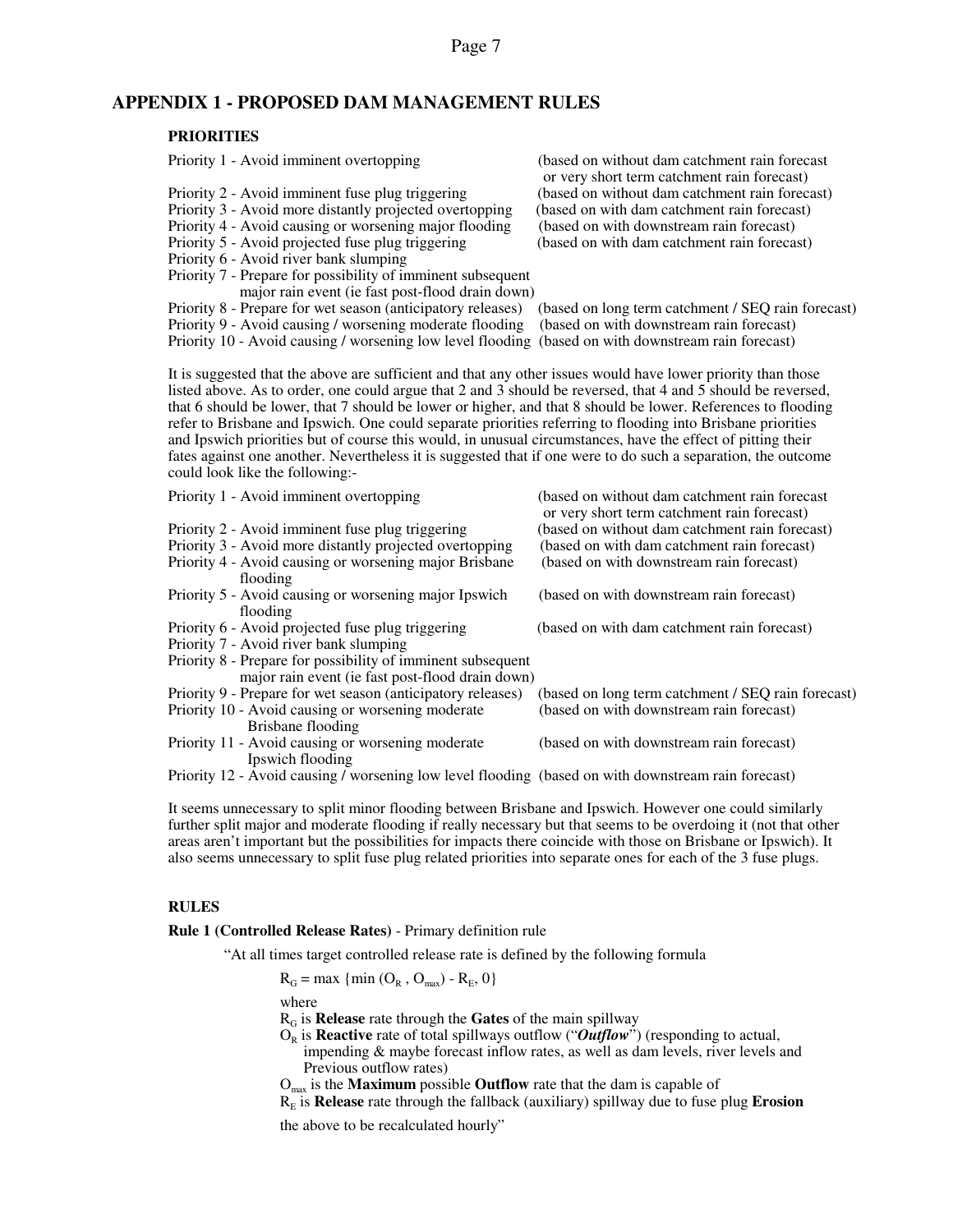## APPENDIX 1 - PROPOSED DAM MANAGEMENT RULES

### PRIORITIES

| Priority | Basis |
|---|---|
| Priority 1 - Avoid imminent overtopping | (based on without dam catchment rain forecast or very short term catchment rain forecast) |
| Priority 2 - Avoid imminent fuse plug triggering | (based on without dam catchment rain forecast) |
| Priority 3 - Avoid more distantly projected overtopping | (based on with dam catchment rain forecast) |
| Priority 4 - Avoid causing or worsening major flooding | (based on with downstream rain forecast) |
| Priority 5 - Avoid projected fuse plug triggering | (based on with dam catchment rain forecast) |
| Priority 6 - Avoid river bank slumping | |
| Priority 7 - Prepare for possibility of imminent subsequent major rain event (ie fast post-flood drain down) | |
| Priority 8 - Prepare for wet season (anticipatory releases) | (based on long term catchment / SEQ rain forecast) |
| Priority 9 - Avoid causing / worsening moderate flooding | (based on with downstream rain forecast) |
| Priority 10 - Avoid causing / worsening low level flooding | (based on with downstream rain forecast) |

It is suggested that the above are sufficient and that any other issues would have lower priority than those listed above. As to order, one could argue that 2 and 3 should be reversed, that 4 and 5 should be reversed, that 6 should be lower, that 7 should be lower or higher, and that 8 should be lower. References to flooding refer to Brisbane and Ipswich. One could separate priorities referring to flooding into Brisbane priorities and Ipswich priorities but of course this would, in unusual circumstances, have the effect of pitting their fates against one another. Nevertheless it is suggested that if one were to do such a separation, the outcome could look like the following:-

| Priority | Basis |
|---|---|
| Priority 1 - Avoid imminent overtopping | (based on without dam catchment rain forecast or very short term catchment rain forecast) |
| Priority 2 - Avoid imminent fuse plug triggering | (based on without dam catchment rain forecast) |
| Priority 3 - Avoid more distantly projected overtopping | (based on with dam catchment rain forecast) |
| Priority 4 - Avoid causing or worsening major Brisbane flooding | (based on with downstream rain forecast) |
| Priority 5 - Avoid causing or worsening major Ipswich flooding | (based on with downstream rain forecast) |
| Priority 6 - Avoid projected fuse plug triggering | (based on with dam catchment rain forecast) |
| Priority 7 - Avoid river bank slumping | |
| Priority 8 - Prepare for possibility of imminent subsequent major rain event (ie fast post-flood drain down) | |
| Priority 9 - Prepare for wet season (anticipatory releases) | (based on long term catchment / SEQ rain forecast) |
| Priority 10 - Avoid causing or worsening moderate Brisbane flooding | (based on with downstream rain forecast) |
| Priority 11 - Avoid causing or worsening moderate Ipswich flooding | (based on with downstream rain forecast) |
| Priority 12 - Avoid causing / worsening low level flooding | (based on with downstream rain forecast) |

It seems unnecessary to split minor flooding between Brisbane and Ipswich. However one could similarly further split major and moderate flooding if really necessary but that seems to be overdoing it (not that other areas aren't important but the possibilities for impacts there coincide with those on Brisbane or Ipswich). It also seems unnecessary to split fuse plug related priorities into separate ones for each of the 3 fuse plugs.

### RULES

**Rule 1 (Controlled Release Rates)** - Primary definition rule

"At all times target controlled release rate is defined by the following formula

$$R_G = \max \{\min (O_R , O_{max}) - R_E, 0\}$$

where

$R_G$ is **Release** rate through the **Gates** of the main spillway

$O_R$ is **Reactive** rate of total spillways outflow ("***Outflow***") (responding to actual, impending & maybe forecast inflow rates, as well as dam levels, river levels and Previous outflow rates)

$O_{max}$ is the **Maximum** possible **Outflow** rate that the dam is capable of

$R_E$ is **Release** rate through the fallback (auxiliary) spillway due to fuse plug **Erosion**

the above to be recalculated hourly"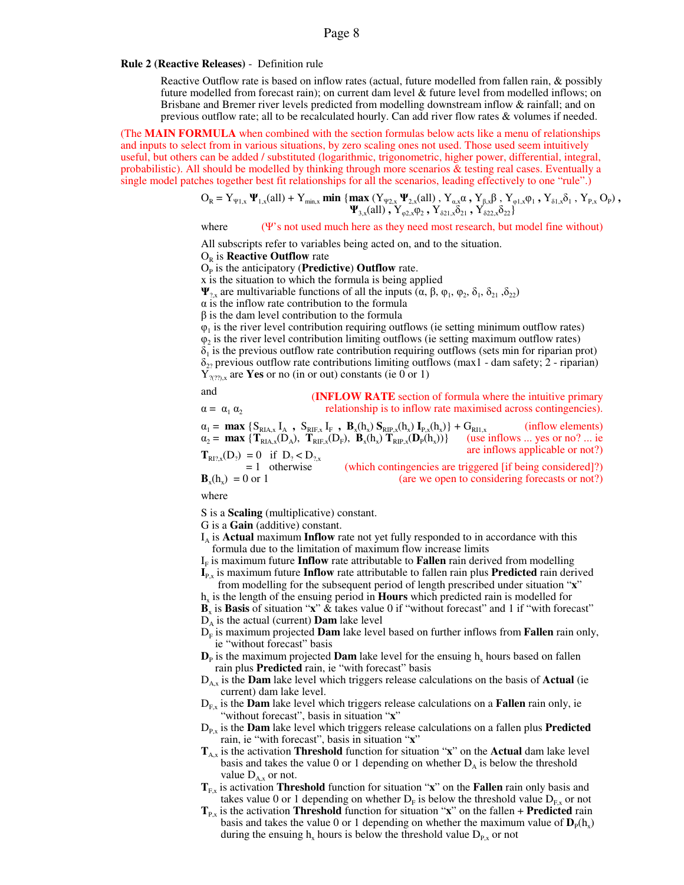**Rule 2 (Reactive Releases)** - Definition rule

Reactive Outflow rate is based on inflow rates (actual, future modelled from fallen rain, & possibly future modelled from forecast rain); on current dam level & future level from modelled inflows; on Brisbane and Bremer river levels predicted from modelling downstream inflow & rainfall; and on previous outflow rate; all to be recalculated hourly. Can add river flow rates & volumes if needed.

(The **MAIN FORMULA** when combined with the section formulas below acts like a menu of relationships and inputs to select from in various situations, by zero scaling ones not used. Those used seem intuitively useful, but others can be added / substituted (logarithmic, trigonometric, higher power, differential, integral, probabilistic). All should be modelled by thinking through more scenarios & testing real cases. Eventually a single model patches together best fit relationships for all the scenarios, leading effectively to one "rule".)

$$O_R = Y_{\Psi 1,x}\, \mathbf{\Psi}_{1,x}(\text{all}) + Y_{\min,x}\, \mathbf{min}\, \{\mathbf{max}\, (Y_{\Psi 2,x}\, \mathbf{\Psi}_{2,x}(\text{all})\, ,\, Y_{\alpha,x}\alpha\, ,\, Y_{\beta,x}\beta\, ,\, Y_{\varphi 1,x}\varphi_1\, ,\, Y_{\delta 1,x}\delta_1\, ,\, Y_{P,x}\, O_P)\, ,\, \mathbf{\Psi}_{3,x}(\text{all})\, ,\, Y_{\varphi 2,x}\varphi_2\, ,\, Y_{\delta 21,x}\delta_{21}\, ,\, Y_{\delta 22,x}\delta_{22}\}$$

where (Ψ's not used much here as they need most research, but model fine without)

All subscripts refer to variables being acted on, and to the situation.
$O_R$ is **Reactive Outflow** rate
$O_P$ is the anticipatory (**Predictive**) **Outflow** rate.
x is the situation to which the formula is being applied
$\mathbf{\Psi}_{?,x}$ are multivariable functions of all the inputs ($\alpha$, $\beta$, $\varphi_1$, $\varphi_2$, $\delta_1$, $\delta_{21}$, $\delta_{22}$)
$\alpha$ is the inflow rate contribution to the formula
$\beta$ is the dam level contribution to the formula
$\varphi_1$ is the river level contribution requiring outflows (ie setting minimum outflow rates)
$\varphi_2$ is the river level contribution limiting outflows (ie setting maximum outflow rates)
$\delta_1$ is the previous outflow rate contribution requiring outflows (sets min for riparian prot)
$\delta_{2?}$ previous outflow rate contributions limiting outflows (max1 - dam safety; 2 - riparian)
$Y_{?(??),x}$ are **Yes** or no (in or out) constants (ie 0 or 1)

and

(**INFLOW RATE** section of formula where the intuitive primary relationship is to inflow rate maximised across contingencies).

$\alpha = \alpha_1\, \alpha_2$

$\alpha_1 = \mathbf{max}\, \{S_{RIA,x}\, I_A\, ,\, S_{RIF,x}\, I_F\, ,\, \mathbf{B}_x(h_x)\, \mathbf{S}_{RIP,x}(h_x)\, \mathbf{I}_{P,x}(h_x)\} + G_{RI1,x}$ (inflow elements)

$\alpha_2 = \mathbf{max}\, \{\mathbf{T}_{RIA,x}(D_A),\, \mathbf{T}_{RIF,x}(D_F),\, \mathbf{B}_x(h_x)\, \mathbf{T}_{RIP,x}(\mathbf{D}_P(h_x))\}$ (use inflows ... yes or no? ... ie are inflows applicable or not?)

$\mathbf{T}_{RI?,x}(D_?) = 0$ if $D_? < D_{?,x}$
$= 1$ otherwise (which contingencies are triggered [if being considered]?)

$\mathbf{B}_x(h_x) = 0$ or $1$ (are we open to considering forecasts or not?)

where

S is a **Scaling** (multiplicative) constant.
G is a **Gain** (additive) constant.
$I_A$ is **Actual** maximum **Inflow** rate not yet fully responded to in accordance with this formula due to the limitation of maximum flow increase limits
$I_F$ is maximum future **Inflow** rate attributable to **Fallen** rain derived from modelling
$\mathbf{I}_{P,x}$ is maximum future **Inflow** rate attributable to fallen rain plus **Predicted** rain derived from modelling for the subsequent period of length prescribed under situation "**x**"
$h_x$ is the length of the ensuing period in **Hours** which predicted rain is modelled for
$\mathbf{B}_x$ is **Basis** of situation "**x**" & takes value 0 if "without forecast" and 1 if "with forecast"
$D_A$ is the actual (current) **Dam** lake level
$D_F$ is maximum projected **Dam** lake level based on further inflows from **Fallen** rain only, ie "without forecast" basis
$\mathbf{D}_P$ is the maximum projected **Dam** lake level for the ensuing $h_x$ hours based on fallen rain plus **Predicted** rain, ie "with forecast" basis
$D_{A,x}$ is the **Dam** lake level which triggers release calculations on the basis of **Actual** (ie current) dam lake level.
$D_{F,x}$ is the **Dam** lake level which triggers release calculations on a **Fallen** rain only, ie "without forecast", basis in situation "**x**"
$D_{P,x}$ is the **Dam** lake level which triggers release calculations on a fallen plus **Predicted** rain, ie "with forecast", basis in situation "**x**"
$\mathbf{T}_{A,x}$ is the activation **Threshold** function for situation "**x**" on the **Actual** dam lake level basis and takes the value 0 or 1 depending on whether $D_A$ is below the threshold value $D_{A,x}$ or not.
$\mathbf{T}_{F,x}$ is activation **Threshold** function for situation "**x**" on the **Fallen** rain only basis and takes value 0 or 1 depending on whether $D_F$ is below the threshold value $D_{F,x}$ or not
$\mathbf{T}_{P,x}$ is the activation **Threshold** function for situation "**x**" on the fallen + **Predicted** rain basis and takes the value 0 or 1 depending on whether the maximum value of $\mathbf{D}_P(h_x)$ during the ensuing $h_x$ hours is below the threshold value $D_{P,x}$ or not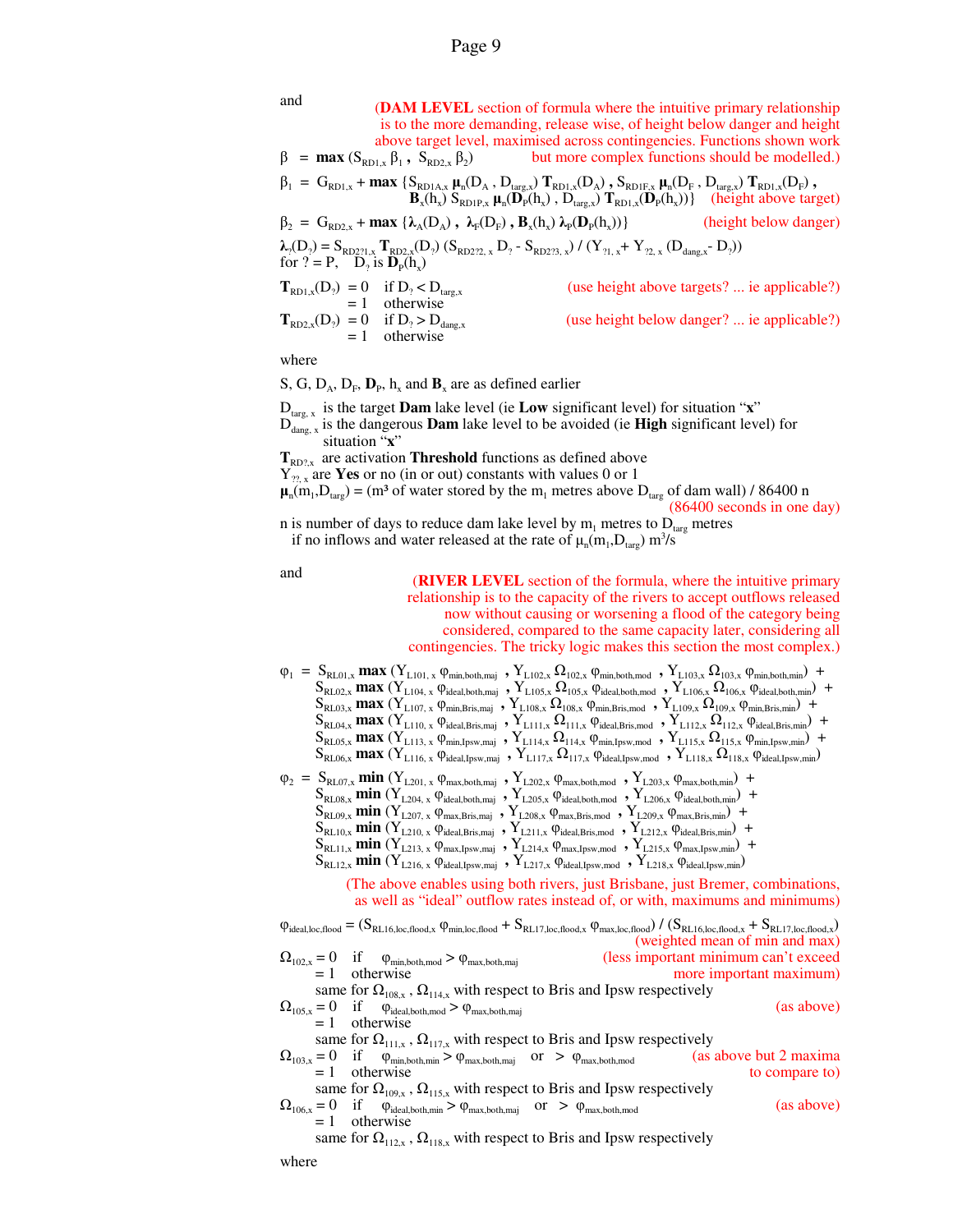and

(**DAM LEVEL** section of formula where the intuitive primary relationship is to the more demanding, release wise, of height below danger and height above target level, maximised across contingencies. Functions shown work but more complex functions should be modelled.)

$$\beta = \mathbf{max}\,(S_{RD1,x}\,\beta_1\,,\; S_{RD2,x}\,\beta_2)$$

$$\beta_1 = G_{RD1,x} + \mathbf{max}\,\{S_{RD1A,x}\,\boldsymbol{\mu}_n(D_A\,,D_{targ,x})\,\mathbf{T}_{RD1,x}(D_A)\,,S_{RD1F,x}\,\boldsymbol{\mu}_n(D_F\,,D_{targ,x})\,\mathbf{T}_{RD1,x}(D_F)\,,\;\mathbf{B}_x(h_x)\,S_{RD1P,x}\,\boldsymbol{\mu}_n(\mathbf{D}_P(h_x)\,,D_{targ,x})\,\mathbf{T}_{RD1,x}(\mathbf{D}_P(h_x))\}$$ (height above target)

$$\beta_2 = G_{RD2,x} + \mathbf{max}\,\{\boldsymbol{\lambda}_A(D_A)\,,\;\boldsymbol{\lambda}_F(D_F)\,,\mathbf{B}_x(h_x)\,\boldsymbol{\lambda}_P(\mathbf{D}_P(h_x))\}$$ (height below danger)

$$\boldsymbol{\lambda}_?(D_?) = S_{RD2?1,x}\,\mathbf{T}_{RD2,x}(D_?)\,(S_{RD2?2,x}\,D_? - S_{RD2?3,x})\,/\,(Y_{?1,x} + Y_{?2,x}\,(D_{dang,x} - D_?))$$

for ? = P, $D_?$ is $\mathbf{D}_P(h_x)$

$\mathbf{T}_{RD1,x}(D_?) = 0$ if $D_? < D_{targ,x}$ (use height above targets? ... ie applicable?)
$= 1$ otherwise

$\mathbf{T}_{RD2,x}(D_?) = 0$ if $D_? > D_{dang,x}$ (use height below danger? ... ie applicable?)
$= 1$ otherwise

where

S, G, $D_A$, $D_F$, $\mathbf{D}_P$, $h_x$ and $\mathbf{B}_x$ are as defined earlier

$D_{targ,\,x}$ is the target **Dam** lake level (ie **Low** significant level) for situation "**x**"
$D_{dang,\,x}$ is the dangerous **Dam** lake level to be avoided (ie **High** significant level) for situation "**x**"
$\mathbf{T}_{RD?,x}$ are activation **Threshold** functions as defined above
$Y_{??,\,x}$ are **Yes** or no (in or out) constants with values 0 or 1
$\boldsymbol{\mu}_n(m_1,D_{targ})$ = (m³ of water stored by the $m_1$ metres above $D_{targ}$ of dam wall) / 86400 n (86400 seconds in one day)
n is number of days to reduce dam lake level by $m_1$ metres to $D_{targ}$ metres if no inflows and water released at the rate of $\mu_n(m_1,D_{targ})$ m³/s

and

(**RIVER LEVEL** section of the formula, where the intuitive primary relationship is to the capacity of the rivers to accept outflows released now without causing or worsening a flood of the category being considered, compared to the same capacity later, considering all contingencies. The tricky logic makes this section the most complex.)

$$\begin{aligned}
\varphi_1 = {} & S_{RL01,x}\,\mathbf{max}\,(Y_{L101,x}\,\varphi_{min,both,maj}\,,\,Y_{L102,x}\,\Omega_{102,x}\,\varphi_{min,both,mod}\,,\,Y_{L103,x}\,\Omega_{103,x}\,\varphi_{min,both,min}) \;+\\
& S_{RL02,x}\,\mathbf{max}\,(Y_{L104,x}\,\varphi_{ideal,both,maj}\,,\,Y_{L105,x}\,\Omega_{105,x}\,\varphi_{ideal,both,mod}\,,\,Y_{L106,x}\,\Omega_{106,x}\,\varphi_{ideal,both,min}) \;+\\
& S_{RL03,x}\,\mathbf{max}\,(Y_{L107,x}\,\varphi_{min,Bris,maj}\,,\,Y_{L108,x}\,\Omega_{108,x}\,\varphi_{min,Bris,mod}\,,\,Y_{L109,x}\,\Omega_{109,x}\,\varphi_{min,Bris,min}) \;+\\
& S_{RL04,x}\,\mathbf{max}\,(Y_{L110,x}\,\varphi_{ideal,Bris,maj}\,,\,Y_{L111,x}\,\Omega_{111,x}\,\varphi_{ideal,Bris,mod}\,,\,Y_{L112,x}\,\Omega_{112,x}\,\varphi_{ideal,Bris,min}) \;+\\
& S_{RL05,x}\,\mathbf{max}\,(Y_{L113,x}\,\varphi_{min,Ipsw,maj}\,,\,Y_{L114,x}\,\Omega_{114,x}\,\varphi_{min,Ipsw,mod}\,,\,Y_{L115,x}\,\Omega_{115,x}\,\varphi_{min,Ipsw,min}) \;+\\
& S_{RL06,x}\,\mathbf{max}\,(Y_{L116,x}\,\varphi_{ideal,Ipsw,maj}\,,\,Y_{L117,x}\,\Omega_{117,x}\,\varphi_{ideal,Ipsw,mod}\,,\,Y_{L118,x}\,\Omega_{118,x}\,\varphi_{ideal,Ipsw,min})
\end{aligned}$$

$$\begin{aligned}
\varphi_2 = {} & S_{RL07,x}\,\mathbf{min}\,(Y_{L201,x}\,\varphi_{max,both,maj}\,,\,Y_{L202,x}\,\varphi_{max,both,mod}\,,\,Y_{L203,x}\,\varphi_{max,both,min}) \;+\\
& S_{RL08,x}\,\mathbf{min}\,(Y_{L204,x}\,\varphi_{ideal,both,maj}\,,\,Y_{L205,x}\,\varphi_{ideal,both,mod}\,,\,Y_{L206,x}\,\varphi_{ideal,both,min}) \;+\\
& S_{RL09,x}\,\mathbf{min}\,(Y_{L207,x}\,\varphi_{max,Bris,maj}\,,\,Y_{L208,x}\,\varphi_{max,Bris,mod}\,,\,Y_{L209,x}\,\varphi_{max,Bris,min}) \;+\\
& S_{RL10,x}\,\mathbf{min}\,(Y_{L210,x}\,\varphi_{ideal,Bris,maj}\,,\,Y_{L211,x}\,\varphi_{ideal,Bris,mod}\,,\,Y_{L212,x}\,\varphi_{ideal,Bris,min}) \;+\\
& S_{RL11,x}\,\mathbf{min}\,(Y_{L213,x}\,\varphi_{max,Ipsw,maj}\,,\,Y_{L214,x}\,\varphi_{max,Ipsw,mod}\,,\,Y_{L215,x}\,\varphi_{max,Ipsw,min}) \;+\\
& S_{RL12,x}\,\mathbf{min}\,(Y_{L216,x}\,\varphi_{ideal,Ipsw,maj}\,,\,Y_{L217,x}\,\varphi_{ideal,Ipsw,mod}\,,\,Y_{L218,x}\,\varphi_{ideal,Ipsw,min})
\end{aligned}$$

(The above enables using both rivers, just Brisbane, just Bremer, combinations, as well as "ideal" outflow rates instead of, or with, maximums and minimums)

$$\varphi_{ideal,loc,flood} = (S_{RL16,loc,flood,x}\,\varphi_{min,loc,flood} + S_{RL17,loc,flood,x}\,\varphi_{max,loc,flood})\,/\,(S_{RL16,loc,flood,x} + S_{RL17,loc,flood,x})$$ (weighted mean of min and max)

$\Omega_{102,x} = 0$ if $\varphi_{min,both,mod} > \varphi_{max,both,maj}$ (less important minimum can't exceed more important maximum)
$= 1$ otherwise
same for $\Omega_{108,x}$, $\Omega_{114,x}$ with respect to Bris and Ipsw respectively

$\Omega_{105,x} = 0$ if $\varphi_{ideal,both,mod} > \varphi_{max,both,maj}$ (as above)
$= 1$ otherwise
same for $\Omega_{111,x}$, $\Omega_{117,x}$ with respect to Bris and Ipsw respectively

$\Omega_{103,x} = 0$ if $\varphi_{min,both,min} > \varphi_{max,both,maj}$ or $> \varphi_{max,both,mod}$ (as above but 2 maxima to compare to)
$= 1$ otherwise
same for $\Omega_{109,x}$, $\Omega_{115,x}$ with respect to Bris and Ipsw respectively

$\Omega_{106,x} = 0$ if $\varphi_{ideal,both,min} > \varphi_{max,both,maj}$ or $> \varphi_{max,both,mod}$ (as above)
$= 1$ otherwise
same for $\Omega_{112,x}$, $\Omega_{118,x}$ with respect to Bris and Ipsw respectively

where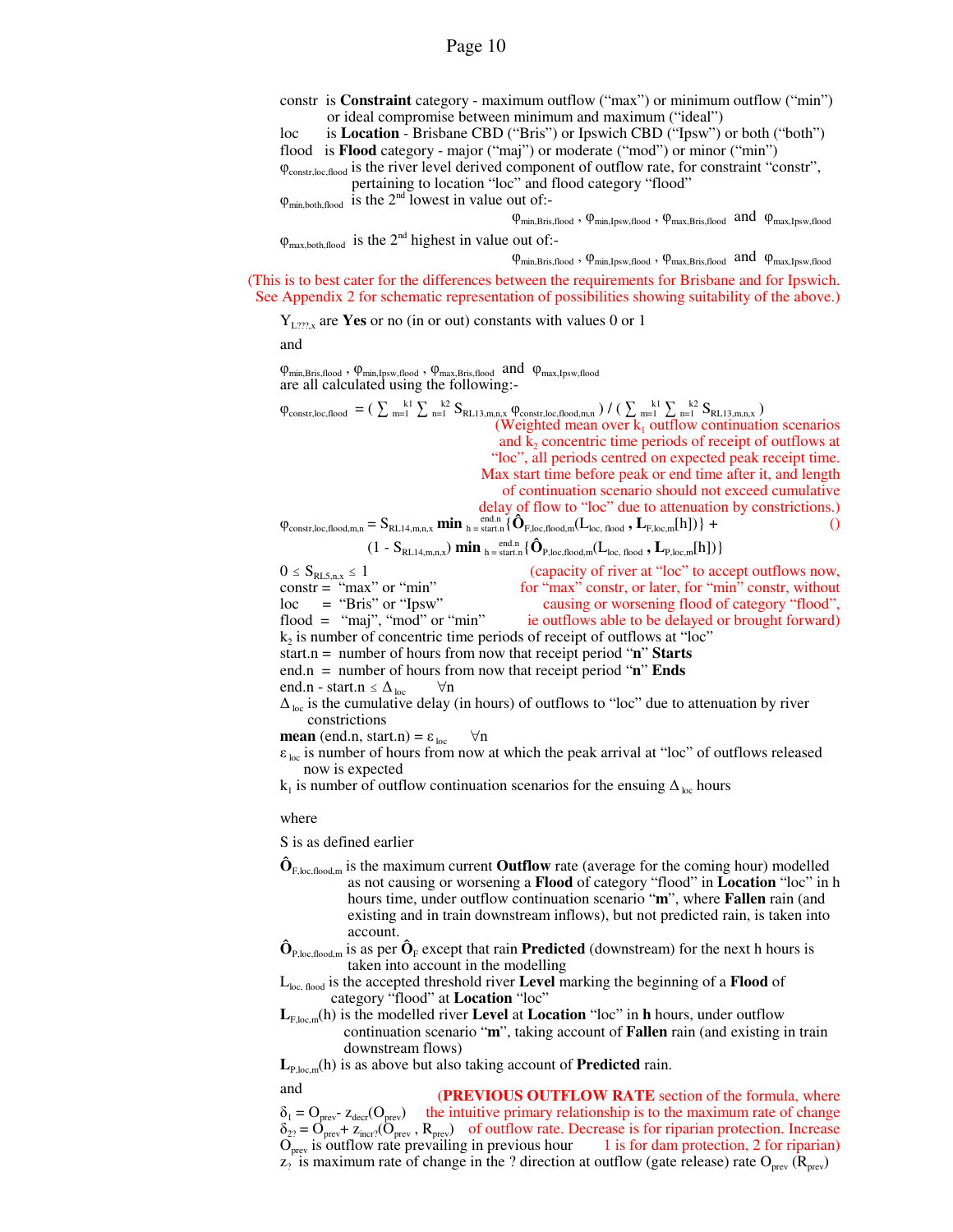constr  is **Constraint** category - maximum outflow (“max”) or minimum outflow (“min”) or ideal compromise between minimum and maximum (“ideal”)

loc  is **Location** - Brisbane CBD (“Bris”) or Ipswich CBD (“Ipsw”) or both (“both”)

flood  is **Flood** category - major (“maj”) or moderate (“mod”) or minor (“min”)

$\varphi_{constr,loc,flood}$ is the river level derived component of outflow rate, for constraint “constr”, pertaining to location “loc” and flood category “flood”

$\varphi_{min,both,flood}$ is the 2nd lowest in value out of:-

$$\varphi_{min,Bris,flood}\ ,\ \varphi_{min,Ipsw,flood}\ ,\ \varphi_{max,Bris,flood}\ \text{ and }\ \varphi_{max,Ipsw,flood}$$

$\varphi_{max,both,flood}$ is the 2nd highest in value out of:-

$$\varphi_{min,Bris,flood}\ ,\ \varphi_{min,Ipsw,flood}\ ,\ \varphi_{max,Bris,flood}\ \text{ and }\ \varphi_{max,Ipsw,flood}$$

(This is to best cater for the differences between the requirements for Brisbane and for Ipswich. See Appendix 2 for schematic representation of possibilities showing suitability of the above.)

$Y_{L???,x}$ are **Yes** or no (in or out) constants with values 0 or 1

and

$\varphi_{min,Bris,flood}$ , $\varphi_{min,Ipsw,flood}$ , $\varphi_{max,Bris,flood}$ and $\varphi_{max,Ipsw,flood}$ are all calculated using the following:-

$$\varphi_{constr,loc,flood} = \left( \sum_{m=1}^{k1} \sum_{n=1}^{k2} S_{RL13,m,n,x}\ \varphi_{constr,loc,flood,m,n} \right) / \left( \sum_{m=1}^{k1} \sum_{n=1}^{k2} S_{RL13,m,n,x} \right)$$

(Weighted mean over $k_1$ outflow continuation scenarios and $k_2$ concentric time periods of receipt of outflows at “loc”, all periods centred on expected peak receipt time. Max start time before peak or end time after it, and length of continuation scenario should not exceed cumulative delay of flow to “loc” due to attenuation by constrictions.)

$$\varphi_{constr,loc,flood,m,n} = S_{RL14,m,n,x}\ \mathbf{min}_{h=start.n}^{end.n}\{\hat{\mathbf{O}}_{F,loc,flood,m}(L_{loc,\ flood}\ ,\ \mathbf{L}_{F,loc,m}[h])\} + (1 - S_{RL14,m,n,x})\ \mathbf{min}_{h=start.n}^{end.n}\{\hat{\mathbf{O}}_{P,loc,flood,m}(L_{loc,\ flood}\ ,\ \mathbf{L}_{P,loc,m}[h])\} \qquad ()$$

$0 \le S_{RL5,n,x} \le 1$

constr = “max” or “min”

loc = “Bris” or “Ipsw”

flood = “maj”, “mod” or “min”

(capacity of river at “loc” to accept outflows now, for “max” constr, or later, for “min” constr, without causing or worsening flood of category “flood”, ie outflows able to be delayed or brought forward)

$k_2$ is number of concentric time periods of receipt of outflows at “loc”

start.n = number of hours from now that receipt period “**n**” **Starts**

end.n = number of hours from now that receipt period “**n**” **Ends**

end.n - start.n $\le \Delta_{loc}$  $\forall$n

$\Delta_{loc}$ is the cumulative delay (in hours) of outflows to “loc” due to attenuation by river constrictions

**mean** (end.n, start.n) = $\varepsilon_{loc}$  $\forall$n

$\varepsilon_{loc}$ is number of hours from now at which the peak arrival at “loc” of outflows released now is expected

$k_1$ is number of outflow continuation scenarios for the ensuing $\Delta_{loc}$ hours

where

S is as defined earlier

$\hat{\mathbf{O}}_{F,loc,flood,m}$ is the maximum current **Outflow** rate (average for the coming hour) modelled as not causing or worsening a **Flood** of category “flood” in **Location** “loc” in h hours time, under outflow continuation scenario “**m**”, where **Fallen** rain (and existing and in train downstream inflows), but not predicted rain, is taken into account.

$\hat{\mathbf{O}}_{P,loc,flood,m}$ is as per $\hat{\mathbf{O}}_F$ except that rain **Predicted** (downstream) for the next h hours is taken into account in the modelling

$L_{loc,\ flood}$ is the accepted threshold river **Level** marking the beginning of a **Flood** of category “flood” at **Location** “loc”

$\mathbf{L}_{F,loc,m}(h)$ is the modelled river **Level** at **Location** “loc” in **h** hours, under outflow continuation scenario “**m**”, taking account of **Fallen** rain (and existing in train downstream flows)

$\mathbf{L}_{P,loc,m}(h)$ is as above but also taking account of **Predicted** rain.

and

(**PREVIOUS OUTFLOW RATE** section of the formula, where the intuitive primary relationship is to the maximum rate of change of outflow rate. Decrease is for riparian protection. Increase 1 is for dam protection, 2 for riparian)

$\delta_1 = O_{prev} - z_{decr}(O_{prev})$

$\delta_{2?} = O_{prev} + z_{incr?}(O_{prev}\ ,\ R_{prev})$

$O_{prev}$ is outflow rate prevailing in previous hour

$z_?$ is maximum rate of change in the ? direction at outflow (gate release) rate $O_{prev}$ ($R_{prev}$)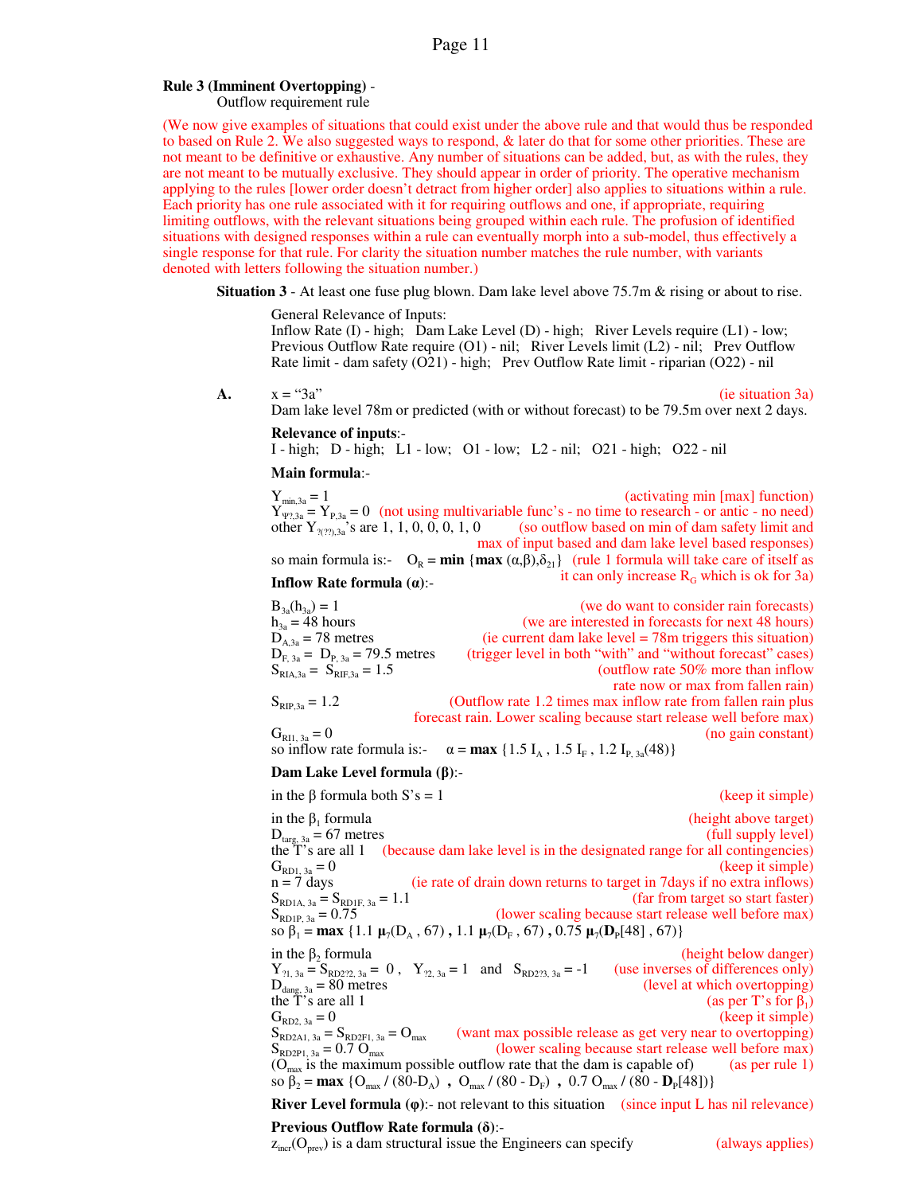**Rule 3 (Imminent Overtopping)** -
Outflow requirement rule

(We now give examples of situations that could exist under the above rule and that would thus be responded to based on Rule 2. We also suggested ways to respond, & later do that for some other priorities. These are not meant to be definitive or exhaustive. Any number of situations can be added, but, as with the rules, they are not meant to be mutually exclusive. They should appear in order of priority. The operative mechanism applying to the rules [lower order doesn't detract from higher order] also applies to situations within a rule. Each priority has one rule associated with it for requiring outflows and one, if appropriate, requiring limiting outflows, with the relevant situations being grouped within each rule. The profusion of identified situations with designed responses within a rule can eventually morph into a sub-model, thus effectively a single response for that rule. For clarity the situation number matches the rule number, with variants denoted with letters following the situation number.)

**Situation 3** - At least one fuse plug blown. Dam lake level above 75.7m & rising or about to rise.

General Relevance of Inputs:
Inflow Rate (I) - high; Dam Lake Level (D) - high; River Levels require (L1) - low; Previous Outflow Rate require (O1) - nil; River Levels limit (L2) - nil; Prev Outflow Rate limit - dam safety (O21) - high; Prev Outflow Rate limit - riparian (O22) - nil

**A.** x = "3a" (ie situation 3a)
Dam lake level 78m or predicted (with or without forecast) to be 79.5m over next 2 days.

**Relevance of inputs**:-
I - high; D - high; L1 - low; O1 - low; L2 - nil; O21 - high; O22 - nil

**Main formula**:-

$Y_{min,3a} = 1$ (activating min [max] function)
$Y_{\Psi?,3a} = Y_{P,3a} = 0$ (not using multivariable func's - no time to research - or antic - no need)
other $Y_{?(??),3a}$'s are 1, 1, 0, 0, 0, 1, 0 (so outflow based on min of dam safety limit and max of input based and dam lake level based responses)
so main formula is:- $O_R = \mathbf{min}\,\{\mathbf{max}\,(\alpha,\beta),\delta_{21}\}$ (rule 1 formula will take care of itself as it can only increase $R_G$ which is ok for 3a)

**Inflow Rate formula (α)**:-

$B_{3a}(h_{3a}) = 1$ (we do want to consider rain forecasts)
$h_{3a} = 48$ hours (we are interested in forecasts for next 48 hours)
$D_{A,3a} = 78$ metres (ie current dam lake level = 78m triggers this situation)
$D_{F,3a} = D_{P,3a} = 79.5$ metres (trigger level in both "with" and "without forecast" cases)
$S_{RIA,3a} = S_{RIF,3a} = 1.5$ (outflow rate 50% more than inflow rate now or max from fallen rain)
$S_{RIP,3a} = 1.2$ (Outflow rate 1.2 times max inflow rate from fallen rain plus forecast rain. Lower scaling because start release well before max)
$G_{RI1,3a} = 0$ (no gain constant)
so inflow rate formula is:- $\alpha = \mathbf{max}\,\{1.5\,I_A\,,\,1.5\,I_F\,,\,1.2\,I_{P,3a}(48)\}$

**Dam Lake Level formula (β)**:-

in the β formula both S's = 1 (keep it simple)

in the $\beta_1$ formula (height above target)
$D_{targ,3a} = 67$ metres (full supply level)
the T's are all 1 (because dam lake level is in the designated range for all contingencies)
$G_{RD1,3a} = 0$ (keep it simple)
n = 7 days (ie rate of drain down returns to target in 7days if no extra inflows)
$S_{RD1A,3a} = S_{RD1F,3a} = 1.1$ (far from target so start faster)
$S_{RD1P,3a} = 0.75$ (lower scaling because start release well before max)
so $\beta_1 = \mathbf{max}\,\{1.1\,\boldsymbol{\mu}_7(D_A\,,67)\,,\,1.1\,\boldsymbol{\mu}_7(D_F\,,67)\,,\,0.75\,\boldsymbol{\mu}_7(\mathbf{D}_P[48]\,,67)\}$

in the $\beta_2$ formula (height below danger)
$Y_{?1,3a} = S_{RD2?2,3a} = 0$, $Y_{?2,3a} = 1$ and $S_{RD2?3,3a} = -1$ (use inverses of differences only)
$D_{dang,3a} = 80$ metres (level at which overtopping)
the T's are all 1 (as per T's for $\beta_1$)
$G_{RD2,3a} = 0$ (keep it simple)
$S_{RD2A1,3a} = S_{RD2F1,3a} = O_{max}$ (want max possible release as get very near to overtopping)
$S_{RD2P1,3a} = 0.7\,O_{max}$ (lower scaling because start release well before max)
($O_{max}$ is the maximum possible outflow rate that the dam is capable of) (as per rule 1)
so $\beta_2 = \mathbf{max}\,\{O_{max}\,/\,(80\text{-}D_A)\,,\,O_{max}\,/\,(80\text{ - }D_F)\,,\,0.7\,O_{max}\,/\,(80\text{ - }\mathbf{D}_P[48])\}$

**River Level formula (φ)**:- not relevant to this situation (since input L has nil relevance)

**Previous Outflow Rate formula (δ)**:-
$z_{incr}(O_{prev})$ is a dam structural issue the Engineers can specify (always applies)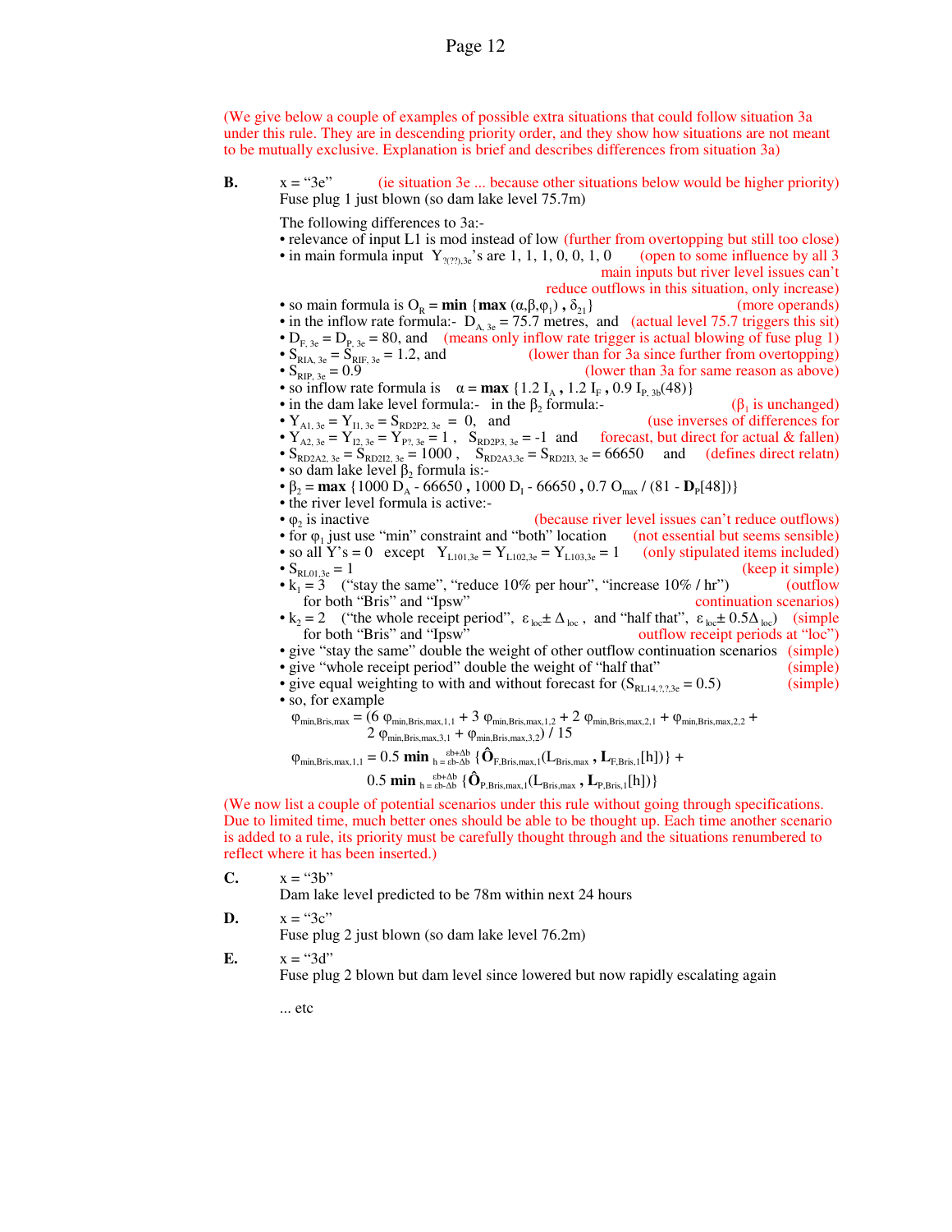(We give below a couple of examples of possible extra situations that could follow situation 3a under this rule. They are in descending priority order, and they show how situations are not meant to be mutually exclusive. Explanation is brief and describes differences from situation 3a)

**B.** x = "3e" (ie situation 3e ... because other situations below would be higher priority)
Fuse plug 1 just blown (so dam lake level 75.7m)

The following differences to 3a:-

- relevance of input L1 is mod instead of low (further from overtopping but still too close)
- in main formula input $Y_{?(??),3e}$'s are 1, 1, 1, 0, 0, 1, 0 (open to some influence by all 3 main inputs but river level issues can't reduce outflows in this situation, only increase)
- so main formula is $O_R = \mathbf{min}\ \{\mathbf{max}\ (\alpha,\beta,\varphi_1)\ ,\ \delta_{21}\}$ (more operands)
- in the inflow rate formula:- $D_{A,\ 3e} = 75.7$ metres, and (actual level 75.7 triggers this sit)
- $D_{F,\ 3e} = D_{P,\ 3e} = 80$, and (means only inflow rate trigger is actual blowing of fuse plug 1)
- $S_{RIA,\ 3e} = S_{RIF,\ 3e} = 1.2$, and (lower than for 3a since further from overtopping)
- $S_{RIP,\ 3e} = 0.9$ (lower than 3a for same reason as above)
- so inflow rate formula is $\alpha = \mathbf{max}\ \{1.2\ I_A\ ,\ 1.2\ I_F\ ,\ 0.9\ I_{P,\ 3b}(48)\}$
- in the dam lake level formula:- in the $\beta_2$ formula:- ($\beta_1$ is unchanged)
- $Y_{A1,\ 3e} = Y_{I1,\ 3e} = S_{RD2P2,\ 3e} = 0$, and (use inverses of differences for
- $Y_{A2,\ 3e} = Y_{I2,\ 3e} = Y_{P?,\ 3e} = 1$ , $S_{RD2P3,\ 3e} = -1$ and forecast, but direct for actual & fallen)
- $S_{RD2A2,\ 3e} = S_{RD2I2,\ 3e} = 1000$ , $S_{RD2A3,3e} = S_{RD2I3,\ 3e} = 66650$ and (defines direct relatn)
- so dam lake level $\beta_2$ formula is:-
- $\beta_2 = \mathbf{max}\ \{1000\ D_A - 66650\ ,\ 1000\ D_I - 66650\ ,\ 0.7\ O_{max}\ /\ (81 - \mathbf{D}_P[48])\}$
- the river level formula is active:-
- $\varphi_2$ is inactive (because river level issues can't reduce outflows)
- for $\varphi_1$ just use "min" constraint and "both" location (not essential but seems sensible)
- so all Y's = 0 except $Y_{L101,3e} = Y_{L102,3e} = Y_{L103,3e} = 1$ (only stipulated items included)
- $S_{RL01,3e} = 1$ (keep it simple)
- $k_1 = 3$ ("stay the same", "reduce 10% per hour", "increase 10% / hr") (outflow for both "Bris" and "Ipsw" continuation scenarios)
- $k_2 = 2$ ("the whole receipt period", $\varepsilon_{loc} \pm \Delta_{loc}$ , and "half that", $\varepsilon_{loc} \pm 0.5\Delta_{loc}$) (simple for both "Bris" and "Ipsw" outflow receipt periods at "loc")
- give "stay the same" double the weight of other outflow continuation scenarios (simple)
- give "whole receipt period" double the weight of "half that" (simple)
- give equal weighting to with and without forecast for ($S_{RL14,?,?,3e} = 0.5$) (simple)
- so, for example

$$\varphi_{min,Bris,max} = (6\ \varphi_{min,Bris,max,1,1} + 3\ \varphi_{min,Bris,max,1,2} + 2\ \varphi_{min,Bris,max,2,1} + \varphi_{min,Bris,max,2,2} + 2\ \varphi_{min,Bris,max,3,1} + \varphi_{min,Bris,max,3,2})\ /\ 15$$

$$\varphi_{min,Bris,max,1,1} = 0.5\ \mathbf{min}_{\ h\,=\,\varepsilon b-\Delta b}^{\ \varepsilon b+\Delta b}\ \{\hat{\mathbf{O}}_{F,Bris,max,1}(L_{Bris,max}\ ,\ \mathbf{L}_{F,Bris,1}[h])\} + 0.5\ \mathbf{min}_{\ h\,=\,\varepsilon b-\Delta b}^{\ \varepsilon b+\Delta b}\ \{\hat{\mathbf{O}}_{P,Bris,max,1}(L_{Bris,max}\ ,\ \mathbf{L}_{P,Bris,1}[h])\}$$

(We now list a couple of potential scenarios under this rule without going through specifications. Due to limited time, much better ones should be able to be thought up. Each time another scenario is added to a rule, its priority must be carefully thought through and the situations renumbered to reflect where it has been inserted.)

**C.** x = "3b"
Dam lake level predicted to be 78m within next 24 hours

**D.** x = "3c"
Fuse plug 2 just blown (so dam lake level 76.2m)

**E.** x = "3d"
Fuse plug 2 blown but dam level since lowered but now rapidly escalating again

... etc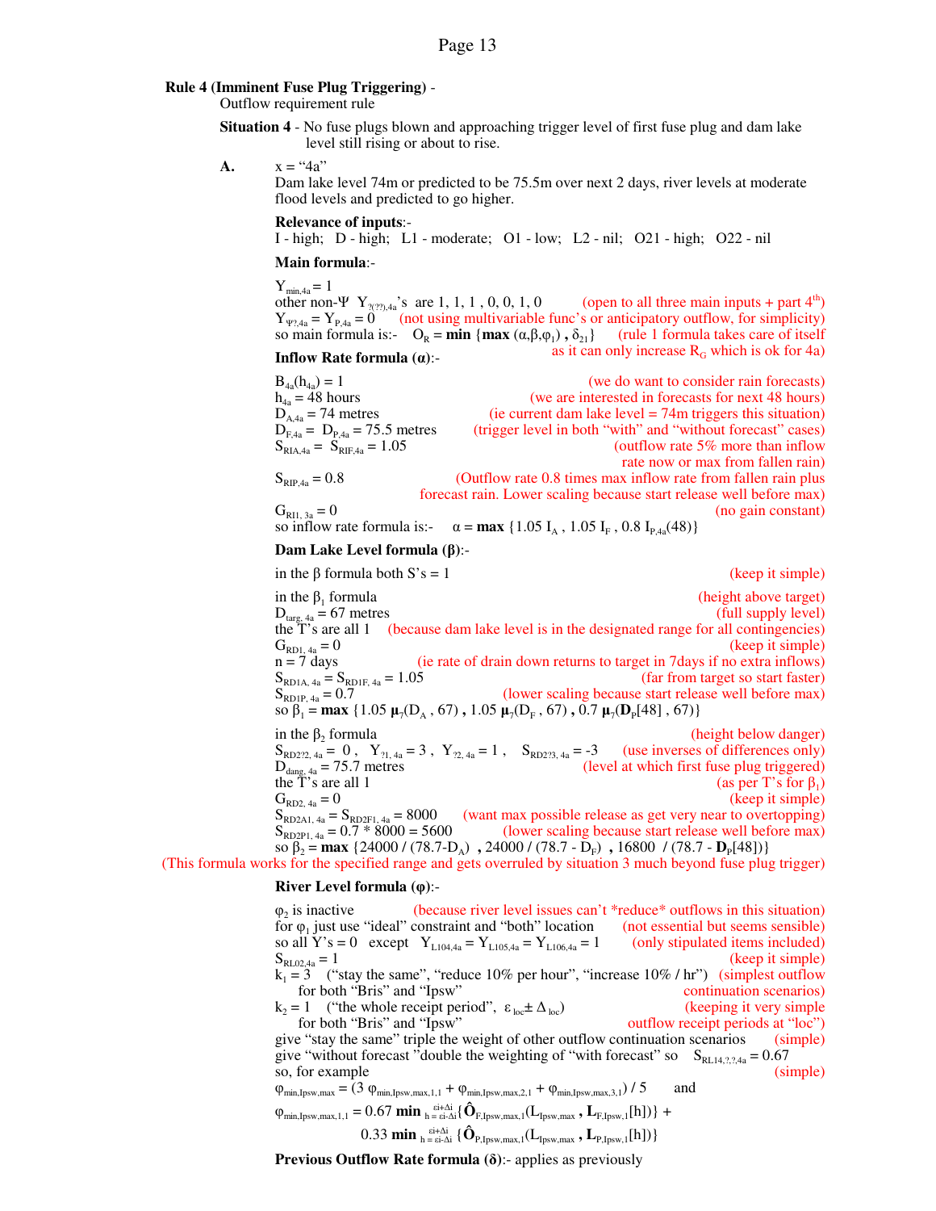**Rule 4 (Imminent Fuse Plug Triggering)** -
Outflow requirement rule

**Situation 4** - No fuse plugs blown and approaching trigger level of first fuse plug and dam lake level still rising or about to rise.

**A.** x = “4a”
Dam lake level 74m or predicted to be 75.5m over next 2 days, river levels at moderate flood levels and predicted to go higher.

**Relevance of inputs**:-
I - high; D - high; L1 - moderate; O1 - low; L2 - nil; O21 - high; O22 - nil

**Main formula**:-

$Y_{min,4a} = 1$
other non-Ψ $Y_{?(??),4a}$'s are 1, 1, 1 , 0, 0, 1, 0 (open to all three main inputs + part 4[th])
$Y_{\Psi?,4a} = Y_{P,4a} = 0$ (not using multivariable func's or anticipatory outflow, for simplicity)
so main formula is:- $O_R = \mathbf{min}\ \{\mathbf{max}\ (\alpha,\beta,\varphi_1)\ ,\ \delta_{21}\}$ (rule 1 formula takes care of itself as it can only increase $R_G$ which is ok for 4a)

**Inflow Rate formula (α)**:-

$B_{4a}(h_{4a}) = 1$ (we do want to consider rain forecasts)
$h_{4a} = 48$ hours (we are interested in forecasts for next 48 hours)
$D_{A,4a} = 74$ metres (ie current dam lake level = 74m triggers this situation)
$D_{F,4a} = D_{P,4a} = 75.5$ metres (trigger level in both “with” and “without forecast” cases)
$S_{RIA,4a} = S_{RIF,4a} = 1.05$ (outflow rate 5% more than inflow rate now or max from fallen rain)
$S_{RIP,4a} = 0.8$ (Outflow rate 0.8 times max inflow rate from fallen rain plus forecast rain. Lower scaling because start release well before max)
$G_{RI1,\ 3a} = 0$ (no gain constant)
so inflow rate formula is:- $\alpha = \mathbf{max}\ \{1.05\ I_A\ ,\ 1.05\ I_F\ ,\ 0.8\ I_{P,4a}(48)\}$

**Dam Lake Level formula (β)**:-

in the β formula both S's = 1 (keep it simple)

in the $\beta_1$ formula (height above target)
$D_{targ,\ 4a} = 67$ metres (full supply level)
the T's are all 1 (because dam lake level is in the designated range for all contingencies)
$G_{RD1,\ 4a} = 0$ (keep it simple)
n = 7 days (ie rate of drain down returns to target in 7days if no extra inflows)
$S_{RD1A,\ 4a} = S_{RD1F,\ 4a} = 1.05$ (far from target so start faster)
$S_{RD1P,\ 4a} = 0.7$ (lower scaling because start release well before max)
so $\beta_1 = \mathbf{max}\ \{1.05\ \boldsymbol{\mu}_7(D_A\ ,\ 67)\ ,\ 1.05\ \boldsymbol{\mu}_7(D_F\ ,\ 67)\ ,\ 0.7\ \boldsymbol{\mu}_7(\mathbf{D}_P[48]\ ,\ 67)\}$

in the $\beta_2$ formula (height below danger)
$S_{RD2?2,\ 4a} = 0$ , $Y_{?1,\ 4a} = 3$ , $Y_{?2,\ 4a} = 1$ , $S_{RD2?3,\ 4a} = -3$ (use inverses of differences only)
$D_{dang,\ 4a} = 75.7$ metres (level at which first fuse plug triggered)
the T's are all 1 (as per T's for $\beta_1$)
$G_{RD2,\ 4a} = 0$ (keep it simple)
$S_{RD2A1,\ 4a} = S_{RD2F1,\ 4a} = 8000$ (want max possible release as get very near to overtopping)
$S_{RD2P1,\ 4a} = 0.7 * 8000 = 5600$ (lower scaling because start release well before max)
so $\beta_2 = \mathbf{max}\ \{24000\ /\ (78.7\text{-}D_A)\ ,\ 24000\ /\ (78.7\ \text{-}\ D_F)\ ,\ 16800\ /\ (78.7\ \text{-}\ \mathbf{D}_P[48])\}$
(This formula works for the specified range and gets overruled by situation 3 much beyond fuse plug trigger)

**River Level formula (φ)**:-

$\varphi_2$ is inactive (because river level issues can't *reduce* outflows in this situation)
for $\varphi_1$ just use “ideal” constraint and “both” location (not essential but seems sensible)
so all Y's = 0 except $Y_{L104,4a} = Y_{L105,4a} = Y_{L106,4a} = 1$ (only stipulated items included)
$S_{RL02,4a} = 1$ (keep it simple)
$k_1 = 3$ (“stay the same”, “reduce 10% per hour”, “increase 10% / hr”) (simplest outflow for both “Bris” and “Ipsw” continuation scenarios)
$k_2 = 1$ (“the whole receipt period”, $\varepsilon_{loc} \pm \Delta_{loc}$) (keeping it very simple for both “Bris” and “Ipsw” outflow receipt periods at “loc”)
give “stay the same” triple the weight of other outflow continuation scenarios (simple)
give “without forecast ”double the weighting of “with forecast” so $S_{RL14,?,?,4a} = 0.67$
so, for example (simple)

$\varphi_{min,Ipsw,max} = (3\ \varphi_{min,Ipsw,max,1,1} + \varphi_{min,Ipsw,max,2,1} + \varphi_{min,Ipsw,max,3,1})\ /\ 5$ and

$$\varphi_{min,Ipsw,max,1,1} = 0.67\ \mathbf{min}_{\ h=\varepsilon i-\Delta i}^{\ \varepsilon i+\Delta i}\{\hat{\mathbf{O}}_{F,Ipsw,max,1}(L_{Ipsw,max}\ ,\ \mathbf{L}_{F,Ipsw,1}[h])\} + 0.33\ \mathbf{min}_{\ h=\varepsilon i-\Delta i}^{\ \varepsilon i+\Delta i}\{\hat{\mathbf{O}}_{P,Ipsw,max,1}(L_{Ipsw,max}\ ,\ \mathbf{L}_{P,Ipsw,1}[h])\}$$

**Previous Outflow Rate formula (δ)**:- applies as previously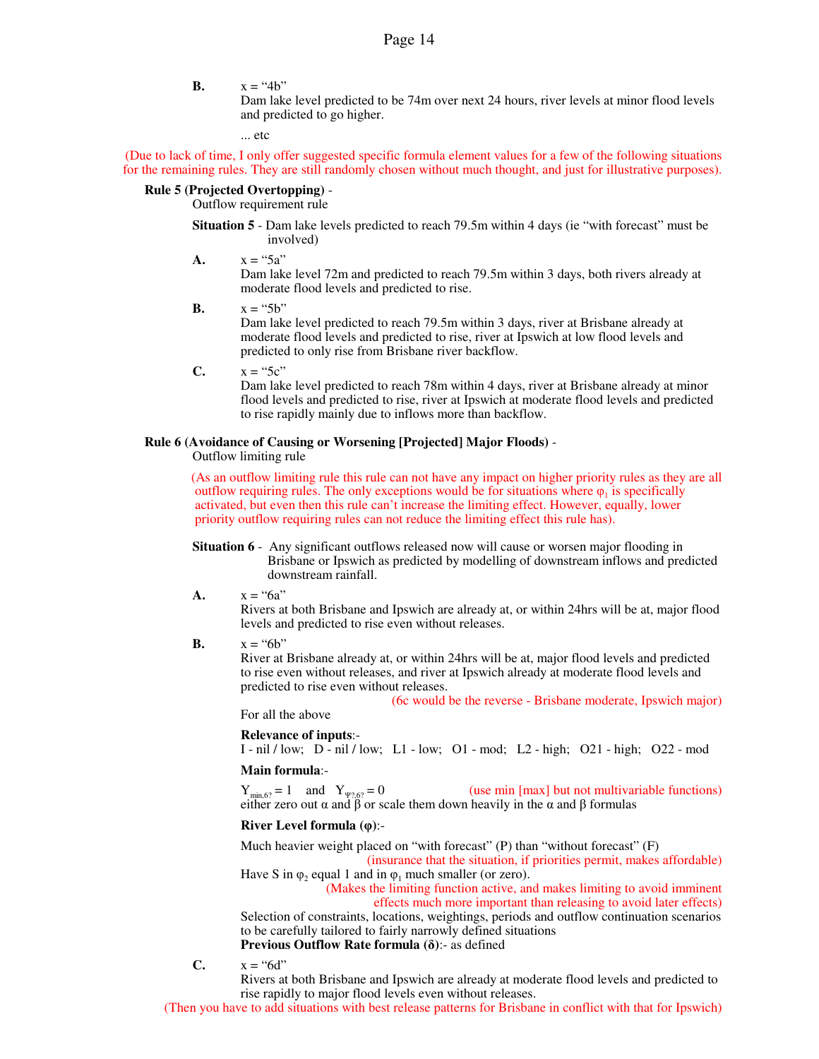**B.** x = “4b”
Dam lake level predicted to be 74m over next 24 hours, river levels at minor flood levels and predicted to go higher.

... etc

(Due to lack of time, I only offer suggested specific formula element values for a few of the following situations for the remaining rules. They are still randomly chosen without much thought, and just for illustrative purposes).

**Rule 5 (Projected Overtopping)** -
Outflow requirement rule

**Situation 5** - Dam lake levels predicted to reach 79.5m within 4 days (ie “with forecast” must be involved)

**A.** x = “5a”
Dam lake level 72m and predicted to reach 79.5m within 3 days, both rivers already at moderate flood levels and predicted to rise.

**B.** x = “5b”
Dam lake level predicted to reach 79.5m within 3 days, river at Brisbane already at moderate flood levels and predicted to rise, river at Ipswich at low flood levels and predicted to only rise from Brisbane river backflow.

**C.** x = “5c”
Dam lake level predicted to reach 78m within 4 days, river at Brisbane already at minor flood levels and predicted to rise, river at Ipswich at moderate flood levels and predicted to rise rapidly mainly due to inflows more than backflow.

**Rule 6 (Avoidance of Causing or Worsening [Projected] Major Floods)** -
Outflow limiting rule

(As an outflow limiting rule this rule can not have any impact on higher priority rules as they are all outflow requiring rules. The only exceptions would be for situations where $\varphi_1$ is specifically activated, but even then this rule can’t increase the limiting effect. However, equally, lower priority outflow requiring rules can not reduce the limiting effect this rule has).

**Situation 6** - Any significant outflows released now will cause or worsen major flooding in Brisbane or Ipswich as predicted by modelling of downstream inflows and predicted downstream rainfall.

**A.** x = “6a”
Rivers at both Brisbane and Ipswich are already at, or within 24hrs will be at, major flood levels and predicted to rise even without releases.

**B.** x = “6b”
River at Brisbane already at, or within 24hrs will be at, major flood levels and predicted to rise even without releases, and river at Ipswich already at moderate flood levels and predicted to rise even without releases.

(6c would be the reverse - Brisbane moderate, Ipswich major)

For all the above

**Relevance of inputs**:-
I - nil / low; D - nil / low; L1 - low; O1 - mod; L2 - high; O21 - high; O22 - mod

**Main formula**:-

$Y_{min,6?} = 1$ and $Y_{\Psi?,6?} = 0$ (use min [max] but not multivariable functions)
either zero out α and β or scale them down heavily in the α and β formulas

**River Level formula (φ)**:-

Much heavier weight placed on “with forecast” (P) than “without forecast” (F)
(insurance that the situation, if priorities permit, makes affordable)
Have S in $\varphi_2$ equal 1 and in $\varphi_1$ much smaller (or zero).
(Makes the limiting function active, and makes limiting to avoid imminent effects much more important than releasing to avoid later effects)
Selection of constraints, locations, weightings, periods and outflow continuation scenarios to be carefully tailored to fairly narrowly defined situations
**Previous Outflow Rate formula (δ)**:- as defined

**C.** x = “6d”
Rivers at both Brisbane and Ipswich are already at moderate flood levels and predicted to rise rapidly to major flood levels even without releases.

(Then you have to add situations with best release patterns for Brisbane in conflict with that for Ipswich)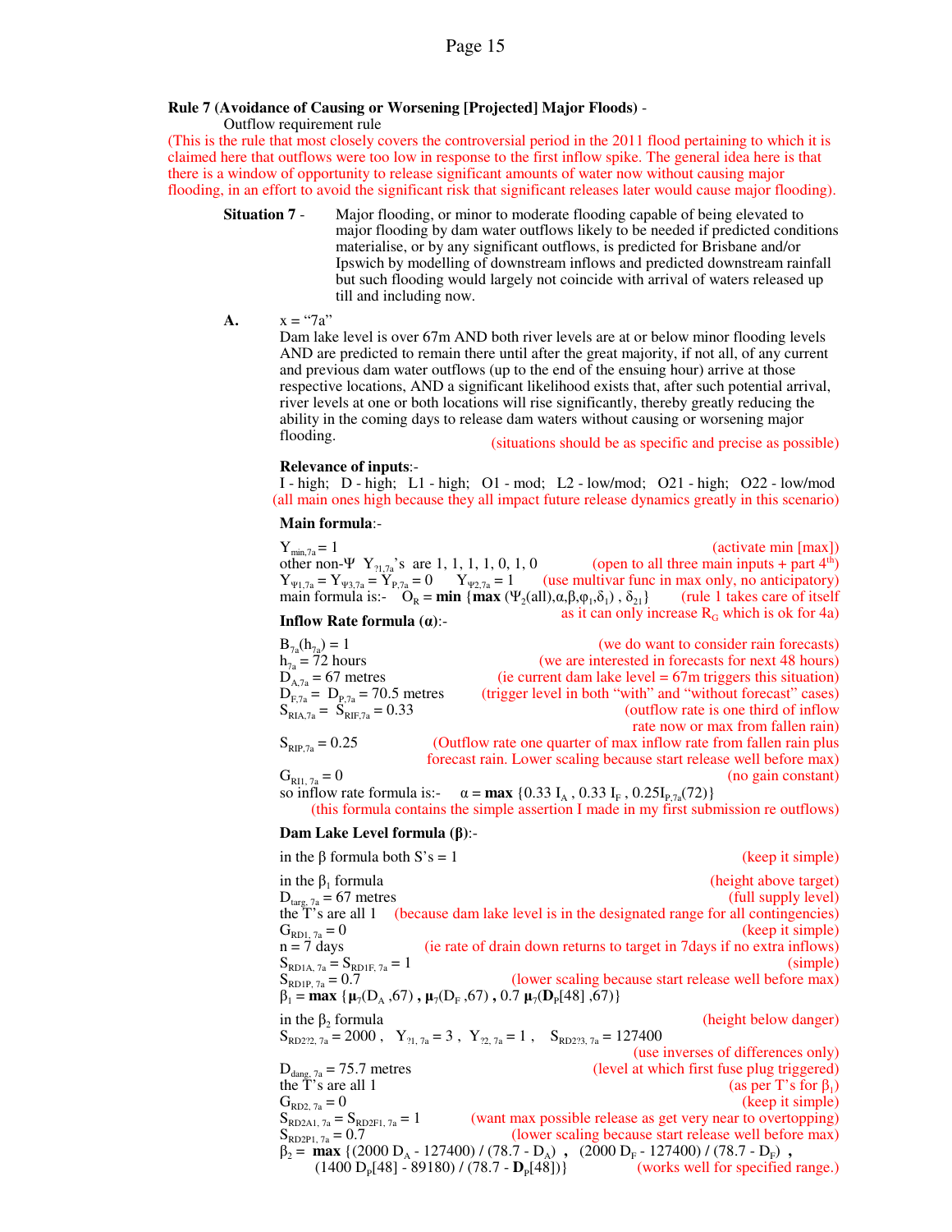**Rule 7 (Avoidance of Causing or Worsening [Projected] Major Floods)** -

Outflow requirement rule

(This is the rule that most closely covers the controversial period in the 2011 flood pertaining to which it is claimed here that outflows were too low in response to the first inflow spike. The general idea here is that there is a window of opportunity to release significant amounts of water now without causing major flooding, in an effort to avoid the significant risk that significant releases later would cause major flooding).

**Situation 7** - Major flooding, or minor to moderate flooding capable of being elevated to major flooding by dam water outflows likely to be needed if predicted conditions materialise, or by any significant outflows, is predicted for Brisbane and/or Ipswich by modelling of downstream inflows and predicted downstream rainfall but such flooding would largely not coincide with arrival of waters released up till and including now.

**A.** x = "7a"

Dam lake level is over 67m AND both river levels are at or below minor flooding levels AND are predicted to remain there until after the great majority, if not all, of any current and previous dam water outflows (up to the end of the ensuing hour) arrive at those respective locations, AND a significant likelihood exists that, after such potential arrival, river levels at one or both locations will rise significantly, thereby greatly reducing the ability in the coming days to release dam waters without causing or worsening major flooding. (situations should be as specific and precise as possible)

**Relevance of inputs**:-

I - high; D - high; L1 - high; O1 - mod; L2 - low/mod; O21 - high; O22 - low/mod

(all main ones high because they all impact future release dynamics greatly in this scenario)

**Main formula**:-

$Y_{min,7a} = 1$ (activate min [max])

other non-Ψ $Y_{?1,7a}$'s are 1, 1, 1, 1, 0, 1, 0 (open to all three main inputs + part 4^th^)

$Y_{\Psi 1,7a} = Y_{\Psi 3,7a} = Y_{P,7a} = 0$ $Y_{\Psi 2,7a} = 1$ (use multivar func in max only, no anticipatory)

main formula is:- $O_R = \mathbf{min}\ \{\mathbf{max}\ (\Psi_2(\text{all}),\alpha,\beta,\varphi_1,\delta_1)\ ,\ \delta_{21}\}$ (rule 1 takes care of itself as it can only increase $R_G$ which is ok for 4a)

**Inflow Rate formula (α)**:-

$B_{7a}(h_{7a}) = 1$ (we do want to consider rain forecasts)

$h_{7a} = 72$ hours (we are interested in forecasts for next 48 hours)

$D_{A,7a} = 67$ metres (ie current dam lake level = 67m triggers this situation)

$D_{F,7a} = D_{P,7a} = 70.5$ metres (trigger level in both "with" and "without forecast" cases)

$S_{RIA,7a} = S_{RIF,7a} = 0.33$ (outflow rate is one third of inflow rate now or max from fallen rain)

$S_{RIP,7a} = 0.25$ (Outflow rate one quarter of max inflow rate from fallen rain plus forecast rain. Lower scaling because start release well before max)

$G_{RI1,\ 7a} = 0$ (no gain constant)

so inflow rate formula is:- $\alpha = \mathbf{max}\ \{0.33\ I_A\ ,\ 0.33\ I_F\ ,\ 0.25 I_{P,7a}(72)\}$

(this formula contains the simple assertion I made in my first submission re outflows)

**Dam Lake Level formula (β)**:-

in the β formula both S's = 1 (keep it simple)

in the $\beta_1$ formula (height above target)

$D_{targ,\ 7a} = 67$ metres (full supply level)

the T's are all 1 (because dam lake level is in the designated range for all contingencies)

$G_{RD1,\ 7a} = 0$ (keep it simple)

n = 7 days (ie rate of drain down returns to target in 7days if no extra inflows)

$S_{RD1A,\ 7a} = S_{RD1F,\ 7a} = 1$ (simple)

$S_{RD1P,\ 7a} = 0.7$ (lower scaling because start release well before max)

$\beta_1 = \mathbf{max}\ \{\boldsymbol{\mu}_7(D_A\ ,67)\ ,\ \boldsymbol{\mu}_7(D_F\ ,67)\ ,\ 0.7\ \boldsymbol{\mu}_7(\mathbf{D}_P[48]\ ,67)\}$

in the $\beta_2$ formula (height below danger)

$S_{RD2?2,\ 7a} = 2000$ , $Y_{?1,\ 7a} = 3$ , $Y_{?2,\ 7a} = 1$ , $S_{RD2?3,\ 7a} = 127400$ (use inverses of differences only)

$D_{dang,\ 7a} = 75.7$ metres (level at which first fuse plug triggered)

the T's are all 1 (as per T's for $\beta_1$)

$G_{RD2,\ 7a} = 0$ (keep it simple)

$S_{RD2A1,\ 7a} = S_{RD2F1,\ 7a} = 1$ (want max possible release as get very near to overtopping)

$S_{RD2P1,\ 7a} = 0.7$ (lower scaling because start release well before max)

$\beta_2 = \mathbf{max}\ \{(2000\ D_A - 127400)\ /\ (78.7 - D_A)\ ,\ (2000\ D_F - 127400)\ /\ (78.7 - D_F)\ ,\ (1400\ D_P[48] - 89180)\ /\ (78.7 - \mathbf{D}_P[48])\}$ (works well for specified range.)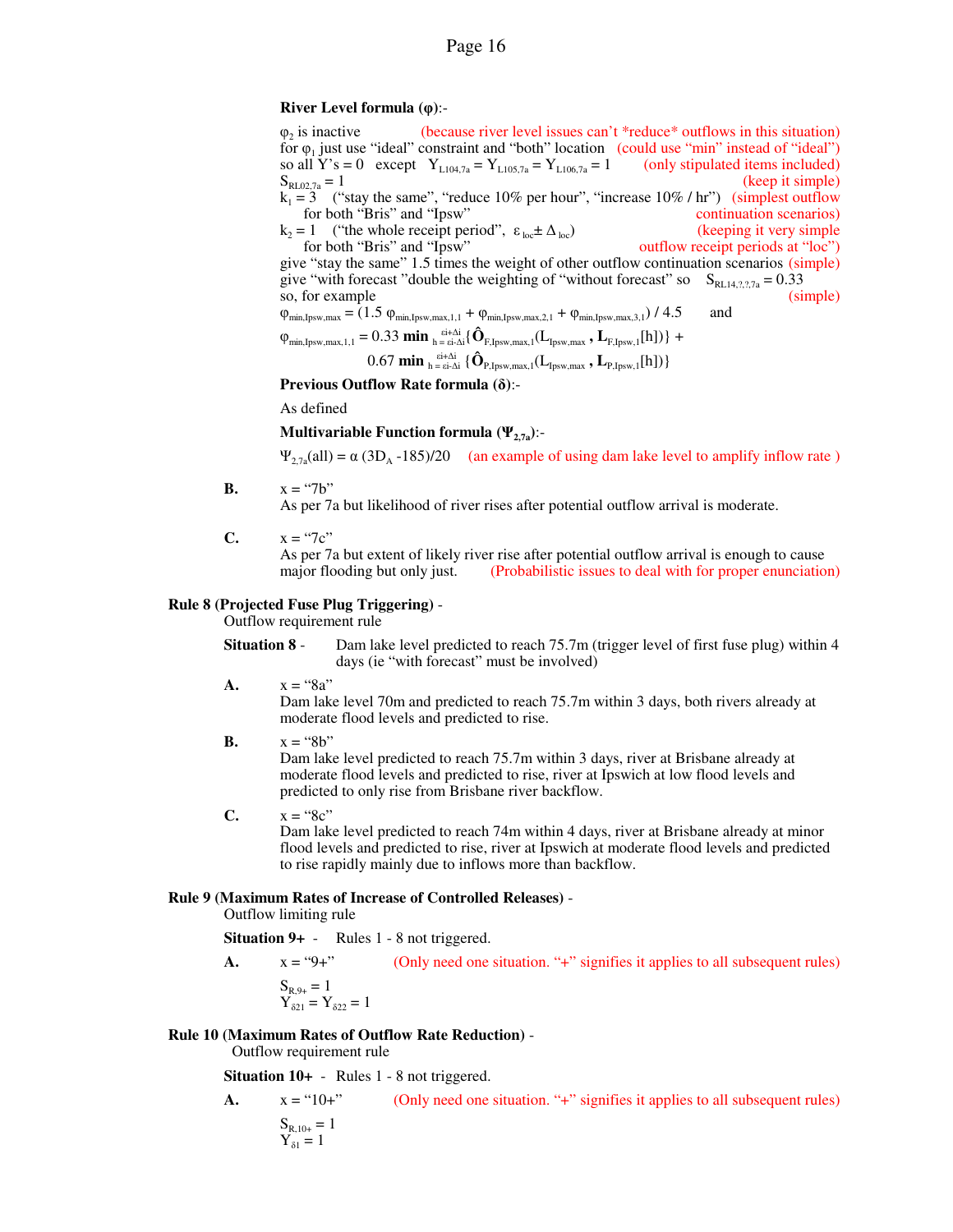**River Level formula (φ)**:-

$\varphi_2$ is inactive (because river level issues can't *reduce* outflows in this situation)
for $\varphi_1$ just use "ideal" constraint and "both" location (could use "min" instead of "ideal")
so all Y's = 0 except $Y_{L104,7a} = Y_{L105,7a} = Y_{L106,7a} = 1$ (only stipulated items included)
$S_{RL02,7a} = 1$ (keep it simple)
$k_1 = 3$ ("stay the same", "reduce 10% per hour", "increase 10% / hr") (simplest outflow
for both "Bris" and "Ipsw" continuation scenarios)
$k_2 = 1$ ("the whole receipt period", $\varepsilon_{loc} \pm \Delta_{loc}$) (keeping it very simple
for both "Bris" and "Ipsw" outflow receipt periods at "loc")
give "stay the same" 1.5 times the weight of other outflow continuation scenarios (simple)
give "with forecast "double the weighting of "without forecast" so $S_{RL14,?,?,7a} = 0.33$
so, for example (simple)

$$\varphi_{min,Ipsw,max} = (1.5\ \varphi_{min,Ipsw,max,1,1} + \varphi_{min,Ipsw,max,2,1} + \varphi_{min,Ipsw,max,3,1}) / 4.5 \quad \text{and}$$

$$\varphi_{min,Ipsw,max,1,1} = 0.33\ \mathbf{min}_{\ h = \varepsilon i - \Delta i}^{\ \varepsilon i + \Delta i}\{\hat{\mathbf{O}}_{F,Ipsw,max,1}(L_{Ipsw,max}\ ,\ \mathbf{L}_{F,Ipsw,1}[h])\} + 0.67\ \mathbf{min}_{\ h = \varepsilon i - \Delta i}^{\ \varepsilon i + \Delta i}\{\hat{\mathbf{O}}_{P,Ipsw,max,1}(L_{Ipsw,max}\ ,\ \mathbf{L}_{P,Ipsw,1}[h])\}$$

**Previous Outflow Rate formula (δ)**:-

As defined

**Multivariable Function formula ($\Psi_{2,7a}$)**:-

$\Psi_{2,7a}(\text{all}) = \alpha\ (3D_A - 185)/20$ (an example of using dam lake level to amplify inflow rate )

**B.** x = "7b"
As per 7a but likelihood of river rises after potential outflow arrival is moderate.

**C.** x = "7c"
As per 7a but extent of likely river rise after potential outflow arrival is enough to cause major flooding but only just. (Probabilistic issues to deal with for proper enunciation)

**Rule 8 (Projected Fuse Plug Triggering)** -
Outflow requirement rule

**Situation 8** - Dam lake level predicted to reach 75.7m (trigger level of first fuse plug) within 4 days (ie "with forecast" must be involved)

**A.** x = "8a"
Dam lake level 70m and predicted to reach 75.7m within 3 days, both rivers already at moderate flood levels and predicted to rise.

**B.** x = "8b"
Dam lake level predicted to reach 75.7m within 3 days, river at Brisbane already at moderate flood levels and predicted to rise, river at Ipswich at low flood levels and predicted to only rise from Brisbane river backflow.

**C.** x = "8c"
Dam lake level predicted to reach 74m within 4 days, river at Brisbane already at minor flood levels and predicted to rise, river at Ipswich at moderate flood levels and predicted to rise rapidly mainly due to inflows more than backflow.

**Rule 9 (Maximum Rates of Increase of Controlled Releases)** -
Outflow limiting rule

**Situation 9+** - Rules 1 - 8 not triggered.

**A.** x = "9+" (Only need one situation. "+" signifies it applies to all subsequent rules)

$S_{R,9+} = 1$
$Y_{\delta 21} = Y_{\delta 22} = 1$

**Rule 10 (Maximum Rates of Outflow Rate Reduction)** -
Outflow requirement rule

**Situation 10+** - Rules 1 - 8 not triggered.

**A.** x = "10+" (Only need one situation. "+" signifies it applies to all subsequent rules)

$S_{R,10+} = 1$
$Y_{\delta 1} = 1$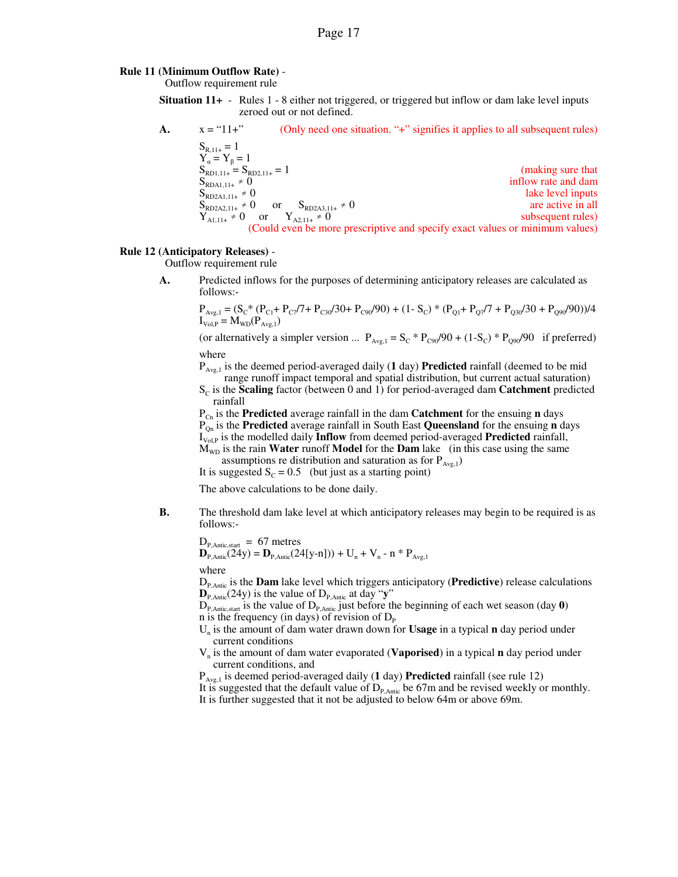**Rule 11 (Minimum Outflow Rate)** -
Outflow requirement rule

**Situation 11+** - Rules 1 - 8 either not triggered, or triggered but inflow or dam lake level inputs zeroed out or not defined.

**A.** x = "11+" (Only need one situation. "+" signifies it applies to all subsequent rules)

$S_{R,11+} = 1$
$Y_\alpha = Y_\beta = 1$
$S_{RD1,11+} = S_{RD2,11+} = 1$
$S_{RDA1,11+} \neq 0$
$S_{RD2A1,11+} \neq 0$
$S_{RD2A2,11+} \neq 0$ or $S_{RD2A3,11+} \neq 0$
$Y_{A1,11+} \neq 0$ or $Y_{A2,11+} \neq 0$

(making sure that inflow rate and dam lake level inputs are active in all subsequent rules)
(Could even be more prescriptive and specify exact values or minimum values)

**Rule 12 (Anticipatory Releases)** -
Outflow requirement rule

**A.** Predicted inflows for the purposes of determining anticipatory releases are calculated as follows:-

$P_{Avg,1} = (S_C * (P_{C1} + P_{C7}/7 + P_{C30}/30 + P_{C90}/90) + (1 - S_C) * (P_{Q1} + P_{Q7}/7 + P_{Q30}/30 + P_{Q90}/90))/4$
$I_{Vol,P} = M_{WD}(P_{Avg,1})$

(or alternatively a simpler version ... $P_{Avg,1} = S_C * P_{C90}/90 + (1-S_C) * P_{Q90}/90$ if preferred)

where
$P_{Avg,1}$ is the deemed period-averaged daily (**1** day) **Predicted** rainfall (deemed to be mid range runoff impact temporal and spatial distribution, but current actual saturation)
$S_C$ is the **Scaling** factor (between 0 and 1) for period-averaged dam **Catchment** predicted rainfall
$P_{Cn}$ is the **Predicted** average rainfall in the dam **Catchment** for the ensuing **n** days
$P_{Qn}$ is the **Predicted** average rainfall in South East **Queensland** for the ensuing **n** days
$I_{Vol,P}$ is the modelled daily **Inflow** from deemed period-averaged **Predicted** rainfall,
$M_{WD}$ is the rain **Water** runoff **Model** for the **Dam** lake (in this case using the same assumptions re distribution and saturation as for $P_{Avg,1}$)
It is suggested $S_C = 0.5$ (but just as a starting point)

The above calculations to be done daily.

**B.** The threshold dam lake level at which anticipatory releases may begin to be required is as follows:-

$D_{P,Antic,start} = 67$ metres
$\mathbf{D}_{P,Antic}(24y) = \mathbf{D}_{P,Antic}(24[y-n])) + U_n + V_n - n * P_{Avg,1}$

where
$D_{P,Antic}$ is the **Dam** lake level which triggers anticipatory (**Predictive**) release calculations
$\mathbf{D}_{P,Antic}(24y)$ is the value of $D_{P,Antic}$ at day "**y**"
$D_{P,Antic,start}$ is the value of $D_{P,Antic}$ just before the beginning of each wet season (day **0**)
n is the frequency (in days) of revision of $D_P$
$U_n$ is the amount of dam water drawn down for **Usage** in a typical **n** day period under current conditions
$V_n$ is the amount of dam water evaporated (**Vaporised**) in a typical **n** day period under current conditions, and
$P_{Avg,1}$ is deemed period-averaged daily (**1** day) **Predicted** rainfall (see rule 12)
It is suggested that the default value of $D_{P,Antic}$ be 67m and be revised weekly or monthly.
It is further suggested that it not be adjusted to below 64m or above 69m.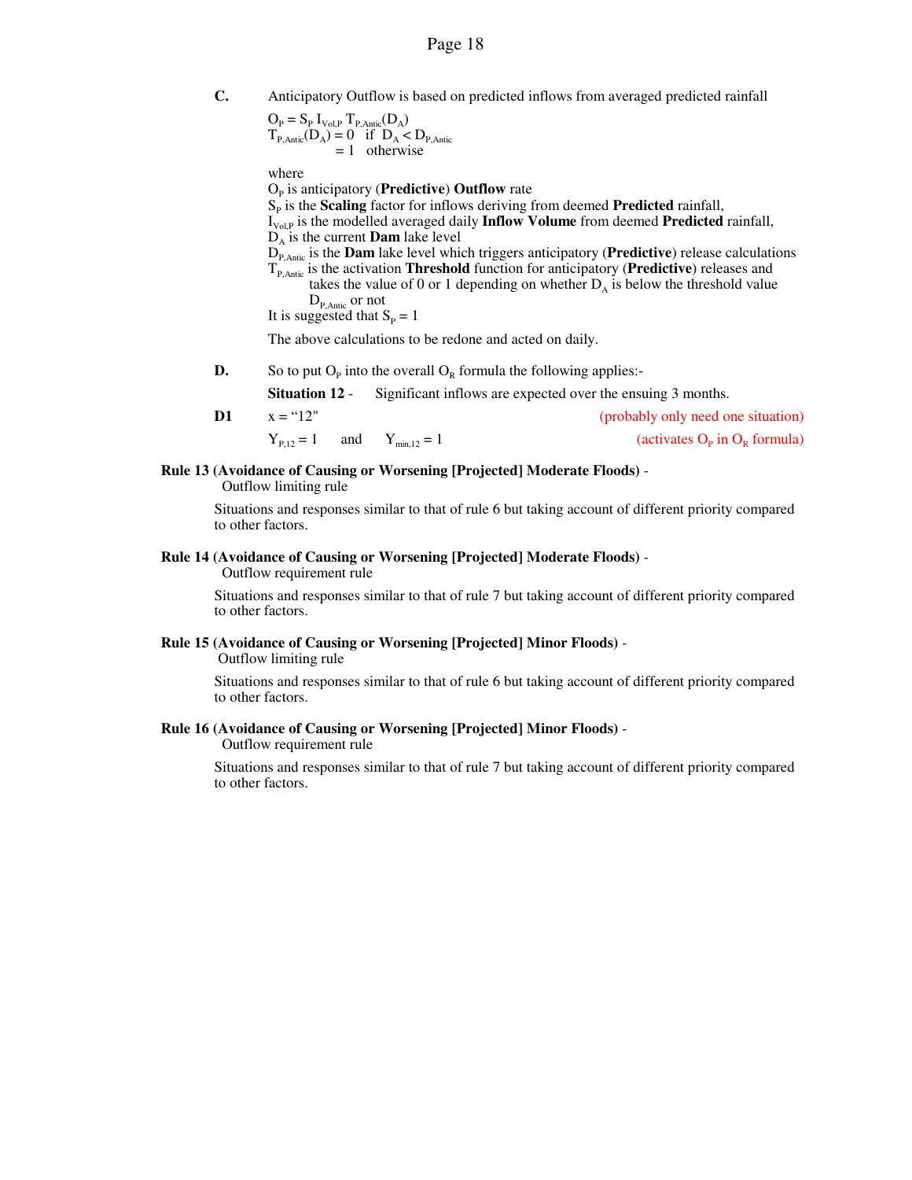**C.** Anticipatory Outflow is based on predicted inflows from averaged predicted rainfall

$O_P = S_P \, I_{Vol,P} \, T_{P,Antic}(D_A)$
$T_{P,Antic}(D_A) = 0$ if $D_A < D_{P,Antic}$
$= 1$ otherwise

where
$O_P$ is anticipatory (**Predictive**) **Outflow** rate
$S_P$ is the **Scaling** factor for inflows deriving from deemed **Predicted** rainfall,
$I_{Vol,P}$ is the modelled averaged daily **Inflow Volume** from deemed **Predicted** rainfall,
$D_A$ is the current **Dam** lake level
$D_{P,Antic}$ is the **Dam** lake level which triggers anticipatory (**Predictive**) release calculations
$T_{P,Antic}$ is the activation **Threshold** function for anticipatory (**Predictive**) releases and takes the value of 0 or 1 depending on whether $D_A$ is below the threshold value $D_{P,Antic}$ or not
It is suggested that $S_P = 1$

The above calculations to be redone and acted on daily.

**D.** So to put $O_P$ into the overall $O_R$ formula the following applies:-

**Situation 12** - Significant inflows are expected over the ensuing 3 months.

**D1** x = "12" (probably only need one situation)

$Y_{P,12} = 1$ and $Y_{min,12} = 1$ (activates $O_P$ in $O_R$ formula)

**Rule 13 (Avoidance of Causing or Worsening [Projected] Moderate Floods)** - Outflow limiting rule

Situations and responses similar to that of rule 6 but taking account of different priority compared to other factors.

**Rule 14 (Avoidance of Causing or Worsening [Projected] Moderate Floods)** - Outflow requirement rule

Situations and responses similar to that of rule 7 but taking account of different priority compared to other factors.

**Rule 15 (Avoidance of Causing or Worsening [Projected] Minor Floods)** - Outflow limiting rule

Situations and responses similar to that of rule 6 but taking account of different priority compared to other factors.

**Rule 16 (Avoidance of Causing or Worsening [Projected] Minor Floods)** - Outflow requirement rule

Situations and responses similar to that of rule 7 but taking account of different priority compared to other factors.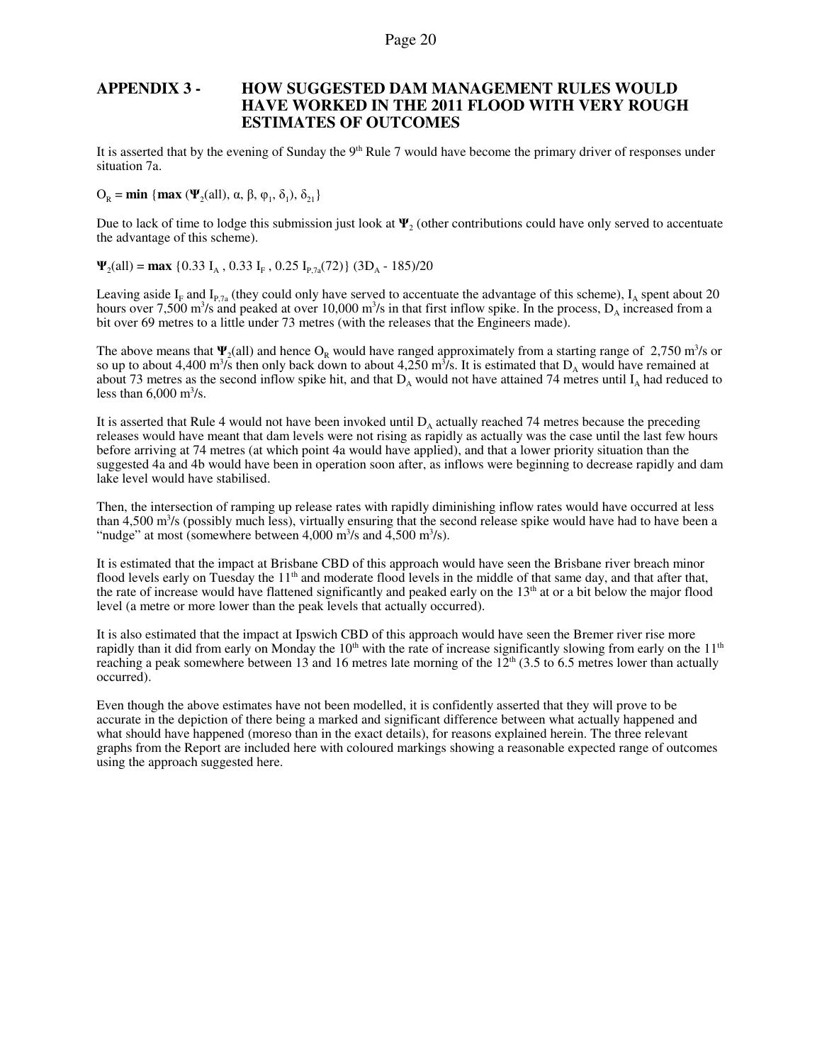## APPENDIX 3 - HOW SUGGESTED DAM MANAGEMENT RULES WOULD HAVE WORKED IN THE 2011 FLOOD WITH VERY ROUGH ESTIMATES OF OUTCOMES

It is asserted that by the evening of Sunday the 9th Rule 7 would have become the primary driver of responses under situation 7a.

$O_R = \mathbf{min}\ \{\mathbf{max}\ (\mathbf{\Psi}_2(\text{all}),\ \alpha,\ \beta,\ \varphi_1,\ \delta_1),\ \delta_{21}\}$

Due to lack of time to lodge this submission just look at $\mathbf{\Psi}_2$ (other contributions could have only served to accentuate the advantage of this scheme).

$\mathbf{\Psi}_2(\text{all}) = \mathbf{max}\ \{0.33\ I_A\ ,\ 0.33\ I_F\ ,\ 0.25\ I_{P,7a}(72)\}\ (3D_A - 185)/20$

Leaving aside $I_F$ and $I_{P,7a}$ (they could only have served to accentuate the advantage of this scheme), $I_A$ spent about 20 hours over 7,500 $m^3/s$ and peaked at over 10,000 $m^3/s$ in that first inflow spike. In the process, $D_A$ increased from a bit over 69 metres to a little under 73 metres (with the releases that the Engineers made).

The above means that $\mathbf{\Psi}_2(\text{all})$ and hence $O_R$ would have ranged approximately from a starting range of 2,750 $m^3/s$ or so up to about 4,400 $m^3/s$ then only back down to about 4,250 $m^3/s$. It is estimated that $D_A$ would have remained at about 73 metres as the second inflow spike hit, and that $D_A$ would not have attained 74 metres until $I_A$ had reduced to less than 6,000 $m^3/s$.

It is asserted that Rule 4 would not have been invoked until $D_A$ actually reached 74 metres because the preceding releases would have meant that dam levels were not rising as rapidly as actually was the case until the last few hours before arriving at 74 metres (at which point 4a would have applied), and that a lower priority situation than the suggested 4a and 4b would have been in operation soon after, as inflows were beginning to decrease rapidly and dam lake level would have stabilised.

Then, the intersection of ramping up release rates with rapidly diminishing inflow rates would have occurred at less than 4,500 $m^3/s$ (possibly much less), virtually ensuring that the second release spike would have had to have been a "nudge" at most (somewhere between 4,000 $m^3/s$ and 4,500 $m^3/s$).

It is estimated that the impact at Brisbane CBD of this approach would have seen the Brisbane river breach minor flood levels early on Tuesday the 11th and moderate flood levels in the middle of that same day, and that after that, the rate of increase would have flattened significantly and peaked early on the 13th at or a bit below the major flood level (a metre or more lower than the peak levels that actually occurred).

It is also estimated that the impact at Ipswich CBD of this approach would have seen the Bremer river rise more rapidly than it did from early on Monday the 10th with the rate of increase significantly slowing from early on the 11th reaching a peak somewhere between 13 and 16 metres late morning of the 12th (3.5 to 6.5 metres lower than actually occurred).

Even though the above estimates have not been modelled, it is confidently asserted that they will prove to be accurate in the depiction of there being a marked and significant difference between what actually happened and what should have happened (moreso than in the exact details), for reasons explained herein. The three relevant graphs from the Report are included here with coloured markings showing a reasonable expected range of outcomes using the approach suggested here.